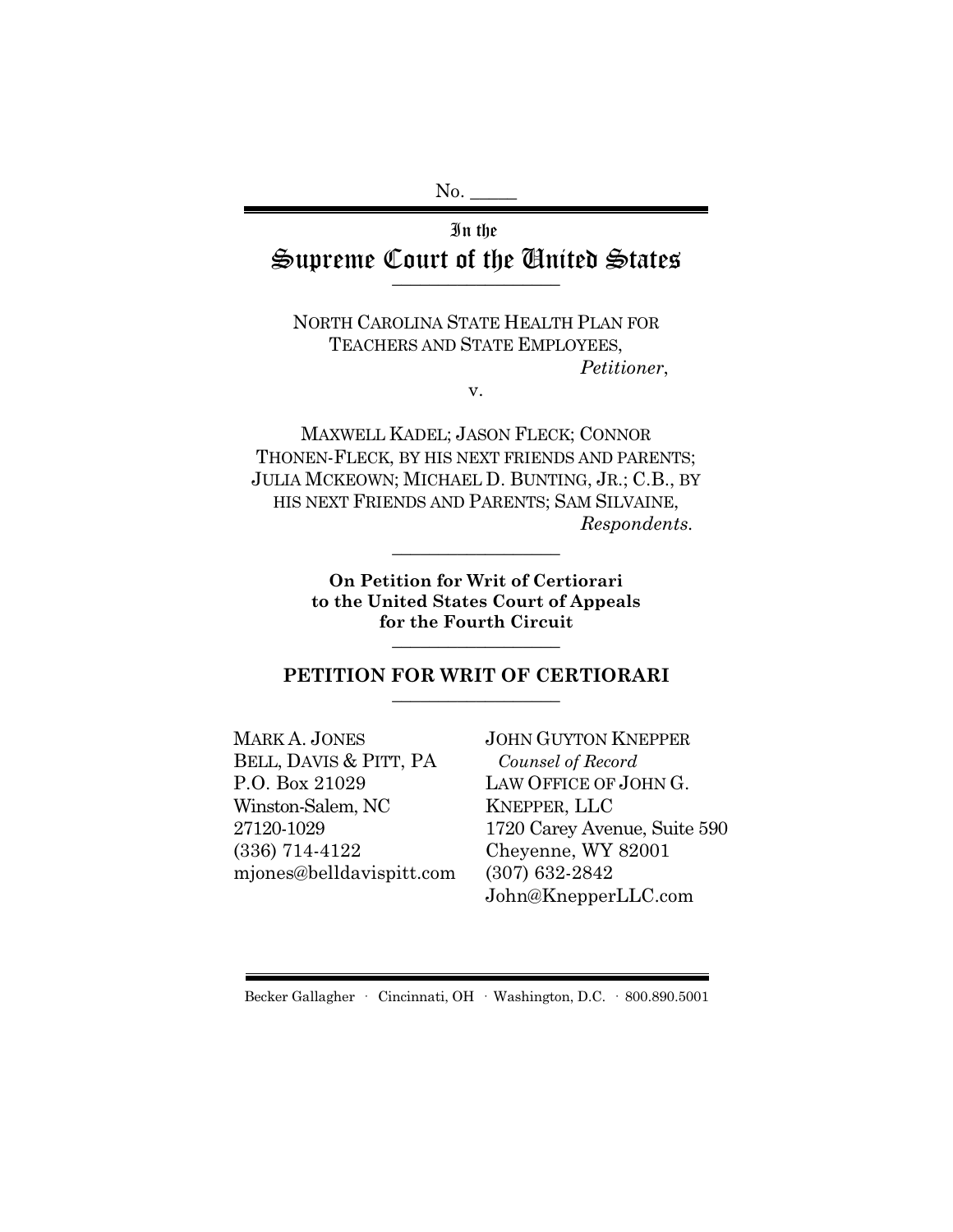No. _____

In the

# Supreme Court of the United States

NORTH CAROLINA STATE HEALTH PLAN FOR TEACHERS AND STATE EMPLOYEES,
*Petitioner*,

v.

MAXWELL KADEL; JASON FLECK; CONNOR THONEN-FLECK, BY HIS NEXT FRIENDS AND PARENTS; JULIA MCKEOWN; MICHAEL D. BUNTING, JR.; C.B., BY HIS NEXT FRIENDS AND PARENTS; SAM SILVAINE,
*Respondents.*

**On Petition for Writ of Certiorari to the United States Court of Appeals for the Fourth Circuit**

## PETITION FOR WRIT OF CERTIORARI

MARK A. JONES
BELL, DAVIS & PITT, PA
P.O. Box 21029
Winston-Salem, NC 27120-1029
(336) 714-4122
mjones@belldavispitt.com

JOHN GUYTON KNEPPER
*Counsel of Record*
LAW OFFICE OF JOHN G. KNEPPER, LLC
1720 Carey Avenue, Suite 590
Cheyenne, WY 82001
(307) 632-2842
John@KnepperLLC.com

Becker Gallagher · Cincinnati, OH · Washington, D.C. · 800.890.5001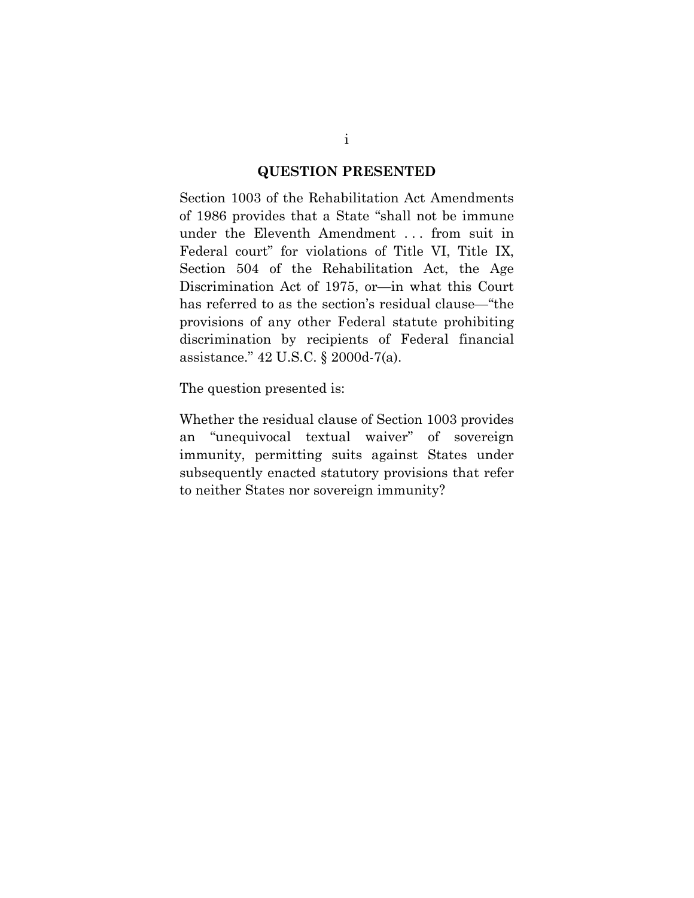## QUESTION PRESENTED

Section 1003 of the Rehabilitation Act Amendments of 1986 provides that a State "shall not be immune under the Eleventh Amendment . . . from suit in Federal court" for violations of Title VI, Title IX, Section 504 of the Rehabilitation Act, the Age Discrimination Act of 1975, or—in what this Court has referred to as the section's residual clause—"the provisions of any other Federal statute prohibiting discrimination by recipients of Federal financial assistance." 42 U.S.C. § 2000d-7(a).

The question presented is:

Whether the residual clause of Section 1003 provides an "unequivocal textual waiver" of sovereign immunity, permitting suits against States under subsequently enacted statutory provisions that refer to neither States nor sovereign immunity?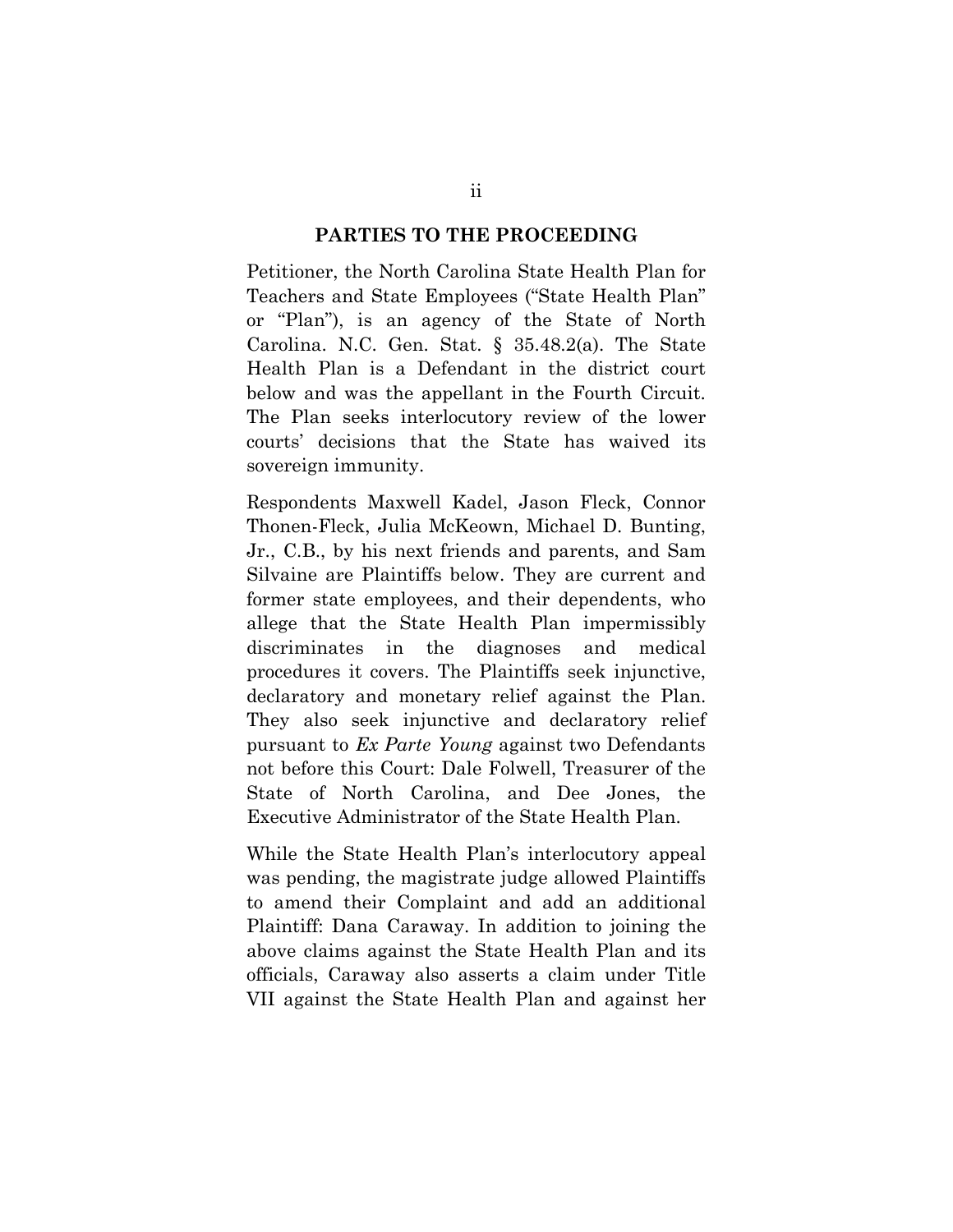## PARTIES TO THE PROCEEDING

Petitioner, the North Carolina State Health Plan for Teachers and State Employees ("State Health Plan" or "Plan"), is an agency of the State of North Carolina. N.C. Gen. Stat. § 35.48.2(a). The State Health Plan is a Defendant in the district court below and was the appellant in the Fourth Circuit. The Plan seeks interlocutory review of the lower courts' decisions that the State has waived its sovereign immunity.

Respondents Maxwell Kadel, Jason Fleck, Connor Thonen-Fleck, Julia McKeown, Michael D. Bunting, Jr., C.B., by his next friends and parents, and Sam Silvaine are Plaintiffs below. They are current and former state employees, and their dependents, who allege that the State Health Plan impermissibly discriminates in the diagnoses and medical procedures it covers. The Plaintiffs seek injunctive, declaratory and monetary relief against the Plan. They also seek injunctive and declaratory relief pursuant to *Ex Parte Young* against two Defendants not before this Court: Dale Folwell, Treasurer of the State of North Carolina, and Dee Jones, the Executive Administrator of the State Health Plan.

While the State Health Plan's interlocutory appeal was pending, the magistrate judge allowed Plaintiffs to amend their Complaint and add an additional Plaintiff: Dana Caraway. In addition to joining the above claims against the State Health Plan and its officials, Caraway also asserts a claim under Title VII against the State Health Plan and against her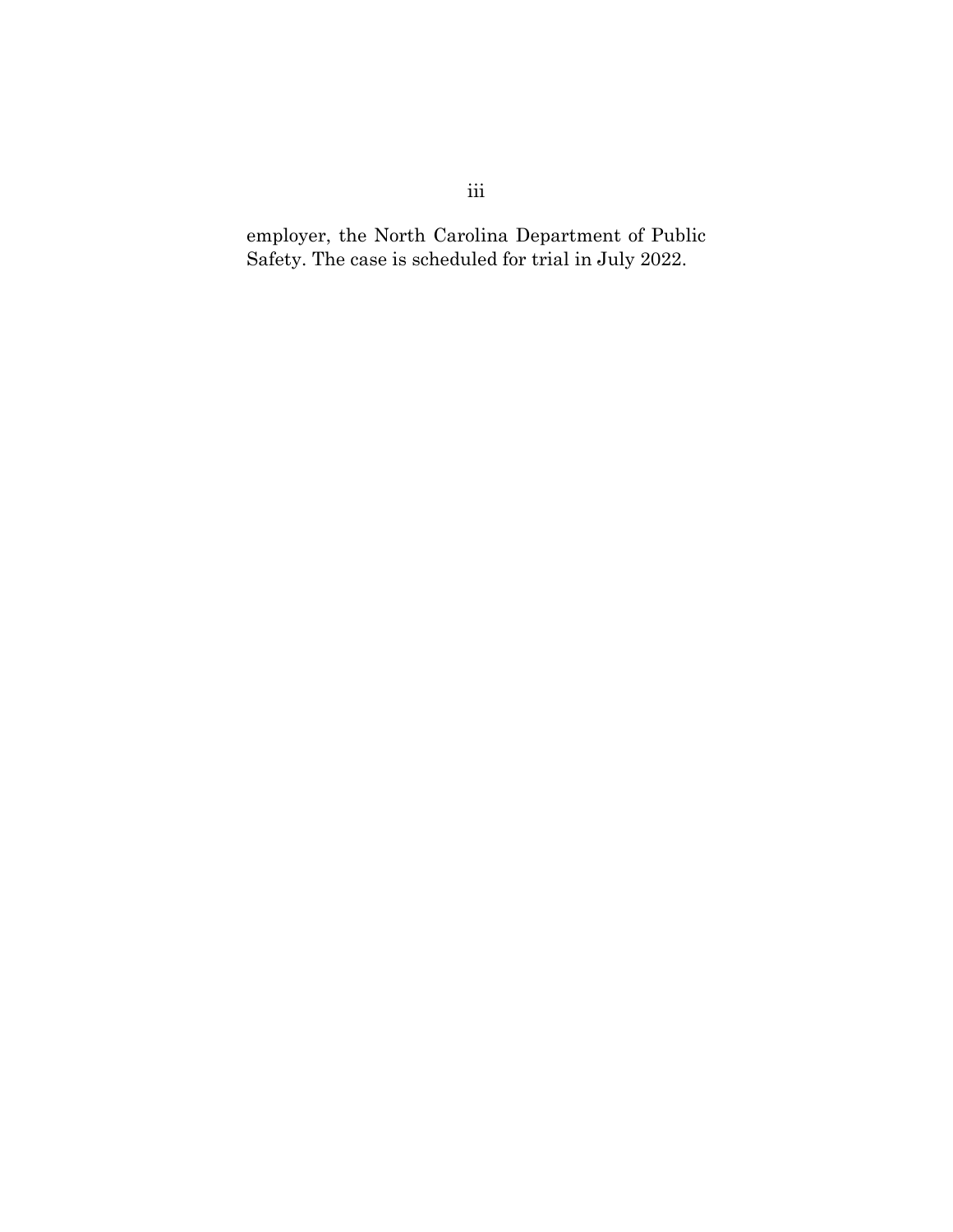employer, the North Carolina Department of Public Safety. The case is scheduled for trial in July 2022.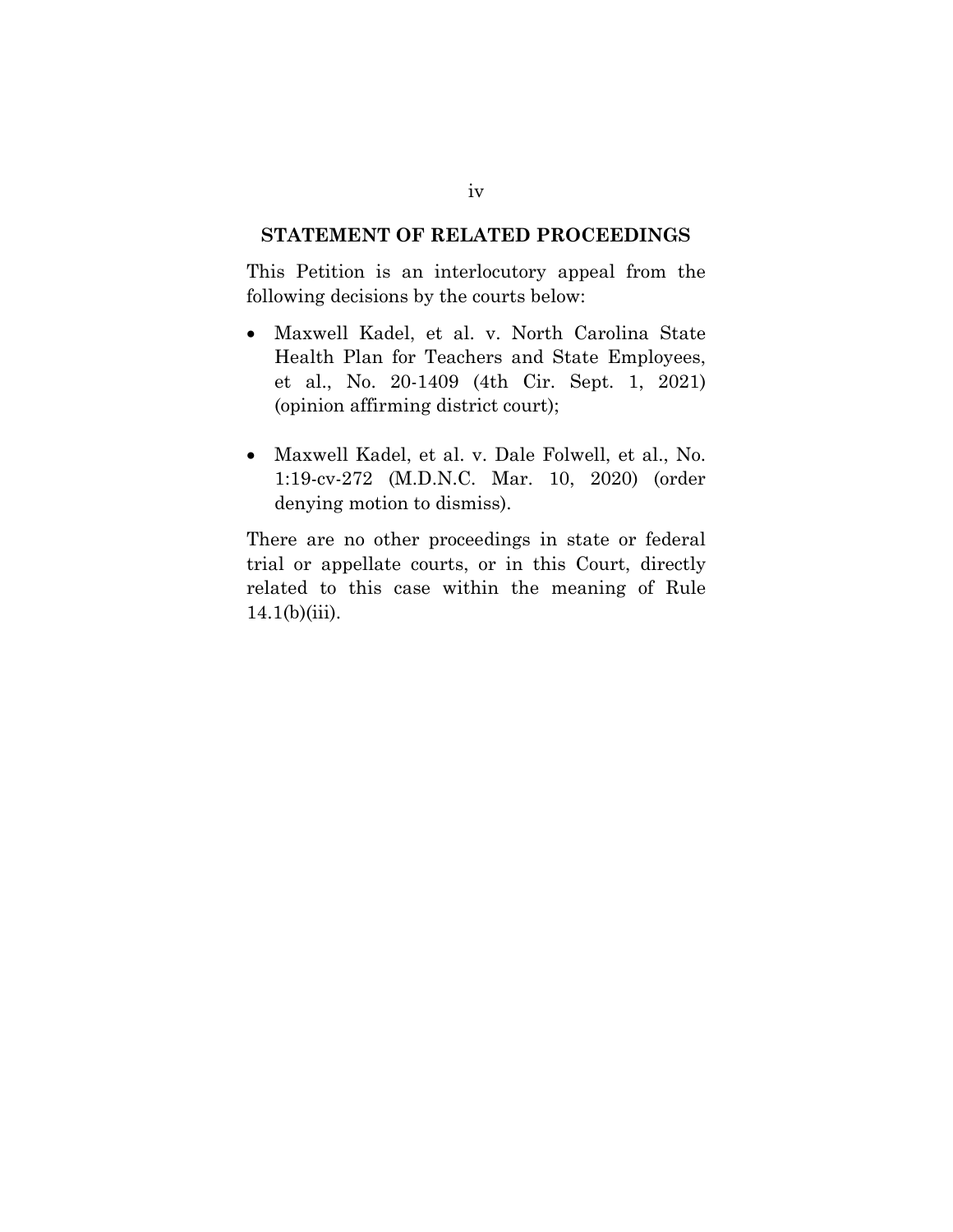## STATEMENT OF RELATED PROCEEDINGS

This Petition is an interlocutory appeal from the following decisions by the courts below:

- Maxwell Kadel, et al. v. North Carolina State Health Plan for Teachers and State Employees, et al., No. 20-1409 (4th Cir. Sept. 1, 2021) (opinion affirming district court);

- Maxwell Kadel, et al. v. Dale Folwell, et al., No. 1:19-cv-272 (M.D.N.C. Mar. 10, 2020) (order denying motion to dismiss).

There are no other proceedings in state or federal trial or appellate courts, or in this Court, directly related to this case within the meaning of Rule 14.1(b)(iii).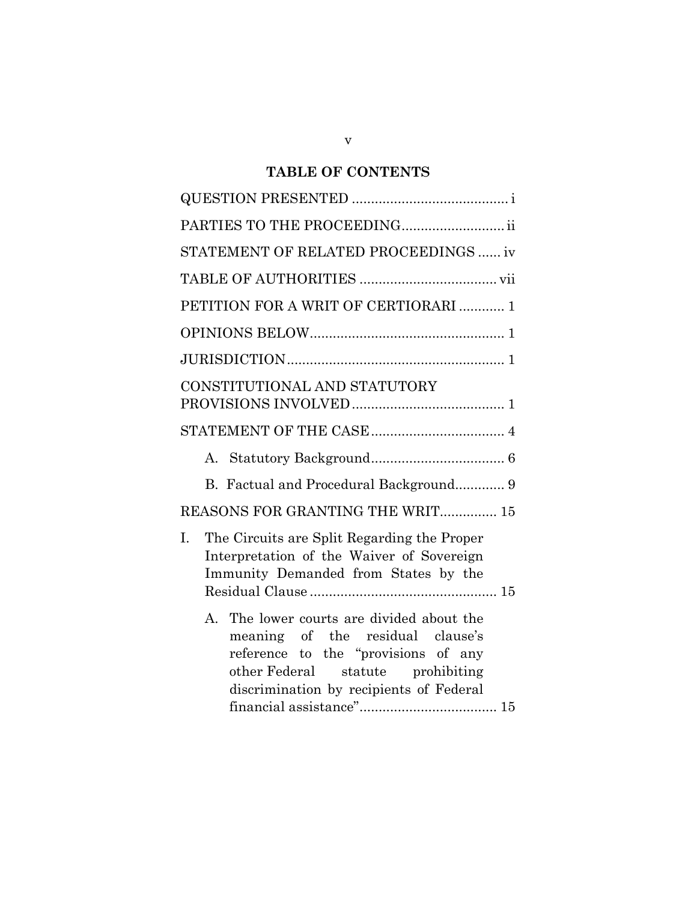## TABLE OF CONTENTS

QUESTION PRESENTED ........................................ i

PARTIES TO THE PROCEEDING.......................... ii

STATEMENT OF RELATED PROCEEDINGS ...... iv

TABLE OF AUTHORITIES ................................... vii

PETITION FOR A WRIT OF CERTIORARI ........... 1

OPINIONS BELOW................................................... 1

JURISDICTION......................................................... 1

CONSTITUTIONAL AND STATUTORY PROVISIONS INVOLVED ........................................ 1

STATEMENT OF THE CASE ................................... 4

- A. Statutory Background................................... 6
- B. Factual and Procedural Background............. 9

REASONS FOR GRANTING THE WRIT............... 15

- I. The Circuits are Split Regarding the Proper Interpretation of the Waiver of Sovereign Immunity Demanded from States by the Residual Clause ................................................. 15
  - A. The lower courts are divided about the meaning of the residual clause's reference to the "provisions of any other Federal statute prohibiting discrimination by recipients of Federal financial assistance".................................... 15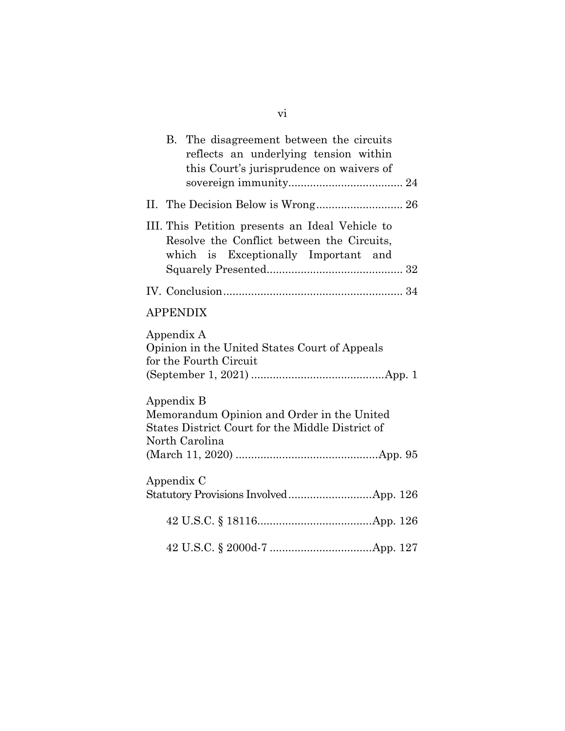B. The disagreement between the circuits reflects an underlying tension within this Court's jurisprudence on waivers of sovereign immunity.................................... 24

II. The Decision Below is Wrong........................... 26

III. This Petition presents an Ideal Vehicle to Resolve the Conflict between the Circuits, which is Exceptionally Important and Squarely Presented........................................... 32

IV. Conclusion......................................................... 34

APPENDIX

Appendix A
Opinion in the United States Court of Appeals for the Fourth Circuit
(September 1, 2021) ..........................................App. 1

Appendix B
Memorandum Opinion and Order in the United States District Court for the Middle District of North Carolina
(March 11, 2020) .............................................App. 95

Appendix C
Statutory Provisions Involved..........................App. 126

42 U.S.C. § 18116....................................App. 126

42 U.S.C. § 2000d-7 ................................App. 127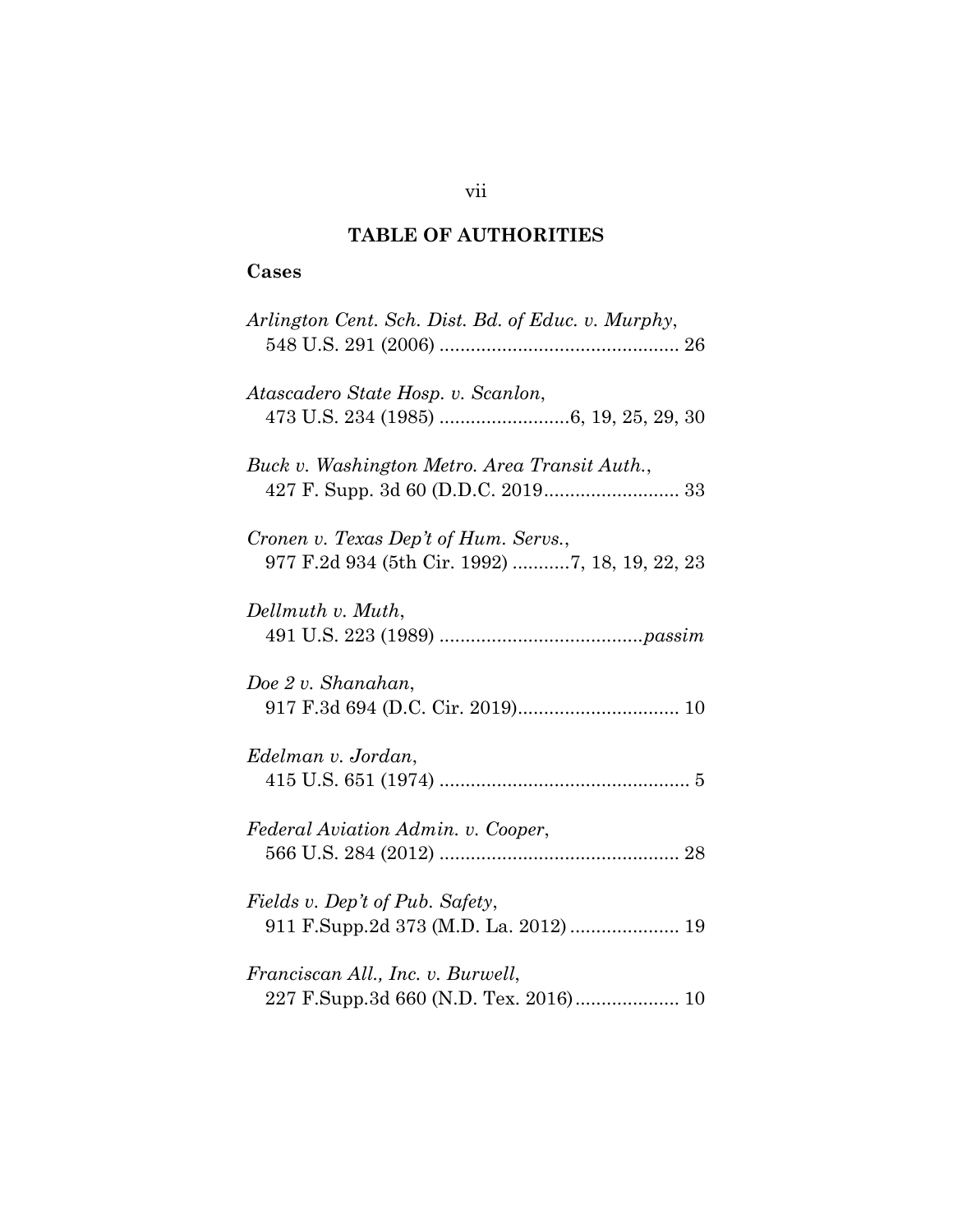## TABLE OF AUTHORITIES

### Cases

*Arlington Cent. Sch. Dist. Bd. of Educ. v. Murphy*, 548 U.S. 291 (2006) .............................................. 26

*Atascadero State Hosp. v. Scanlon*, 473 U.S. 234 (1985) .........................6, 19, 25, 29, 30

*Buck v. Washington Metro. Area Transit Auth.*, 427 F. Supp. 3d 60 (D.D.C. 2019.......................... 33

*Cronen v. Texas Dep't of Hum. Servs.*, 977 F.2d 934 (5th Cir. 1992) ...........7, 18, 19, 22, 23

*Dellmuth v. Muth*, 491 U.S. 223 (1989) .......................................*passim*

*Doe 2 v. Shanahan*, 917 F.3d 694 (D.C. Cir. 2019)............................... 10

*Edelman v. Jordan*, 415 U.S. 651 (1974) ................................................ 5

*Federal Aviation Admin. v. Cooper*, 566 U.S. 284 (2012) .............................................. 28

*Fields v. Dep't of Pub. Safety*, 911 F.Supp.2d 373 (M.D. La. 2012) ..................... 19

*Franciscan All., Inc. v. Burwell*, 227 F.Supp.3d 660 (N.D. Tex. 2016).................... 10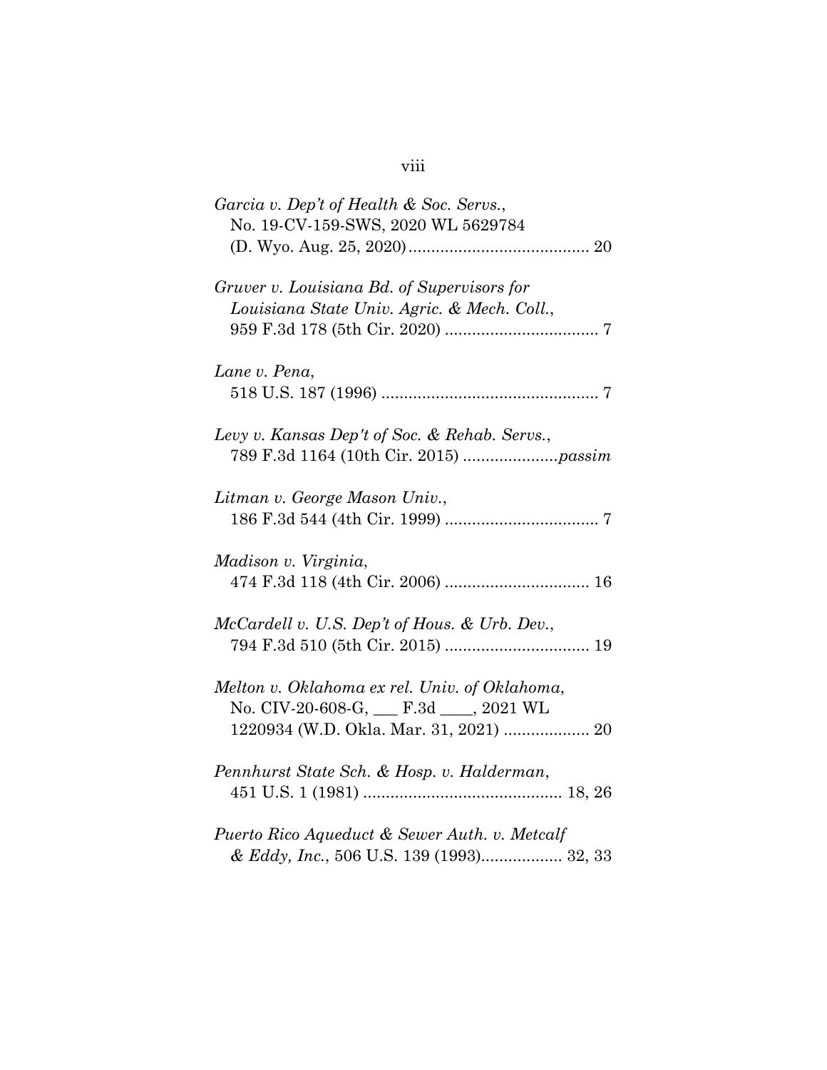*Garcia v. Dep't of Health & Soc. Servs.*,
No. 19-CV-159-SWS, 2020 WL 5629784
(D. Wyo. Aug. 25, 2020)........................................ 20

*Gruver v. Louisiana Bd. of Supervisors for Louisiana State Univ. Agric. & Mech. Coll.*,
959 F.3d 178 (5th Cir. 2020) .................................. 7

*Lane v. Pena*,
518 U.S. 187 (1996) ................................................ 7

*Levy v. Kansas Dep't of Soc. & Rehab. Servs.*,
789 F.3d 1164 (10th Cir. 2015) .....................*passim*

*Litman v. George Mason Univ.*,
186 F.3d 544 (4th Cir. 1999) .................................. 7

*Madison v. Virginia*,
474 F.3d 118 (4th Cir. 2006) ................................ 16

*McCardell v. U.S. Dep't of Hous. & Urb. Dev.*,
794 F.3d 510 (5th Cir. 2015) ................................ 19

*Melton v. Oklahoma ex rel. Univ. of Oklahoma*,
No. CIV-20-608-G, ___ F.3d ____, 2021 WL
1220934 (W.D. Okla. Mar. 31, 2021) ................... 20

*Pennhurst State Sch. & Hosp. v. Halderman*,
451 U.S. 1 (1981) ............................................ 18, 26

*Puerto Rico Aqueduct & Sewer Auth. v. Metcalf & Eddy, Inc.*, 506 U.S. 139 (1993).................. 32, 33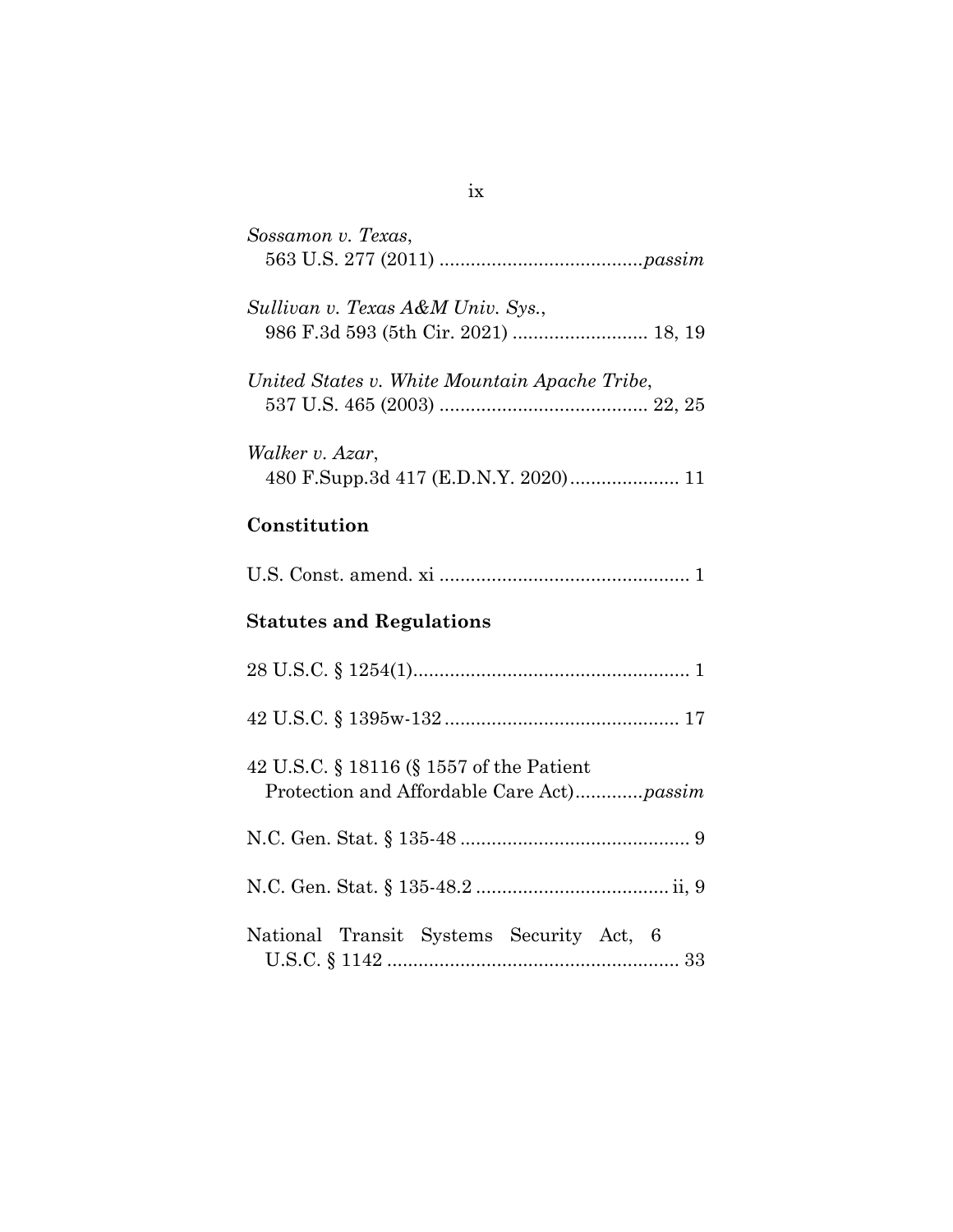*Sossamon v. Texas*,
563 U.S. 277 (2011) .......................................*passim*

*Sullivan v. Texas A&M Univ. Sys.*,
986 F.3d 593 (5th Cir. 2021) .......................... 18, 19

*United States v. White Mountain Apache Tribe*,
537 U.S. 465 (2003) ........................................ 22, 25

*Walker v. Azar*,
480 F.Supp.3d 417 (E.D.N.Y. 2020)..................... 11

## Constitution

U.S. Const. amend. xi ................................................ 1

## Statutes and Regulations

28 U.S.C. § 1254(1)..................................................... 1

42 U.S.C. § 1395w-132 ............................................. 17

42 U.S.C. § 18116 (§ 1557 of the Patient
Protection and Affordable Care Act).............*passim*

N.C. Gen. Stat. § 135-48 ............................................ 9

N.C. Gen. Stat. § 135-48.2 ..................................... ii, 9

National Transit Systems Security Act, 6
U.S.C. § 1142 ......................................................... 33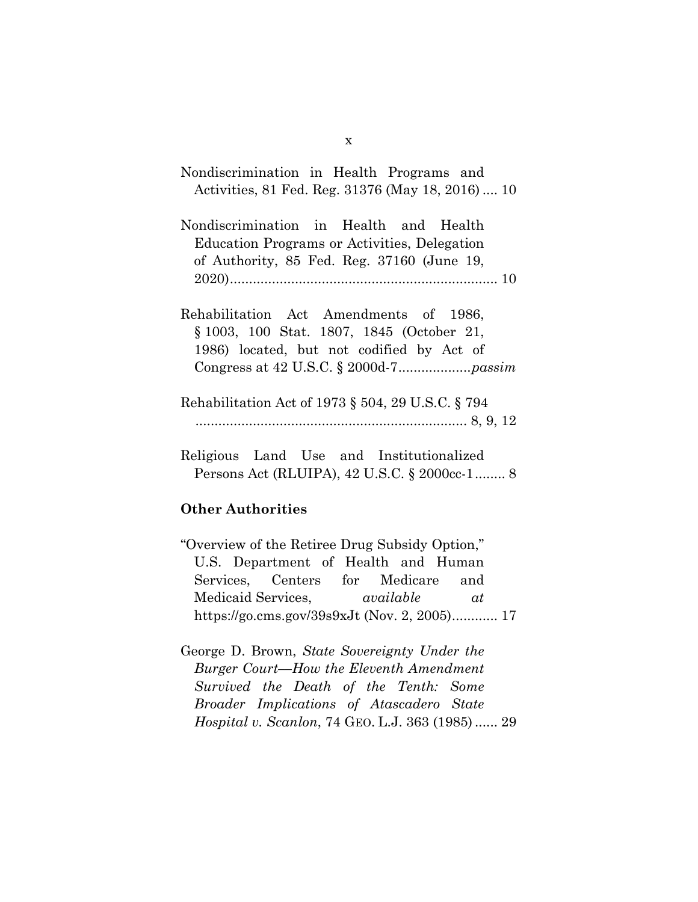Nondiscrimination in Health Programs and Activities, 81 Fed. Reg. 31376 (May 18, 2016) .... 10

Nondiscrimination in Health and Health Education Programs or Activities, Delegation of Authority, 85 Fed. Reg. 37160 (June 19, 2020)...................................................................... 10

Rehabilitation Act Amendments of 1986, § 1003, 100 Stat. 1807, 1845 (October 21, 1986) located, but not codified by Act of Congress at 42 U.S.C. § 2000d-7...................*passim*

Rehabilitation Act of 1973 § 504, 29 U.S.C. § 794 ....................................................................... 8, 9, 12

Religious Land Use and Institutionalized Persons Act (RLUIPA), 42 U.S.C. § 2000cc-1........ 8

**Other Authorities**

"Overview of the Retiree Drug Subsidy Option," U.S. Department of Health and Human Services, Centers for Medicare and Medicaid Services, *available at* https://go.cms.gov/39s9xJt (Nov. 2, 2005)............ 17

George D. Brown, *State Sovereignty Under the Burger Court—How the Eleventh Amendment Survived the Death of the Tenth: Some Broader Implications of Atascadero State Hospital v. Scanlon*, 74 GEO. L.J. 363 (1985) ...... 29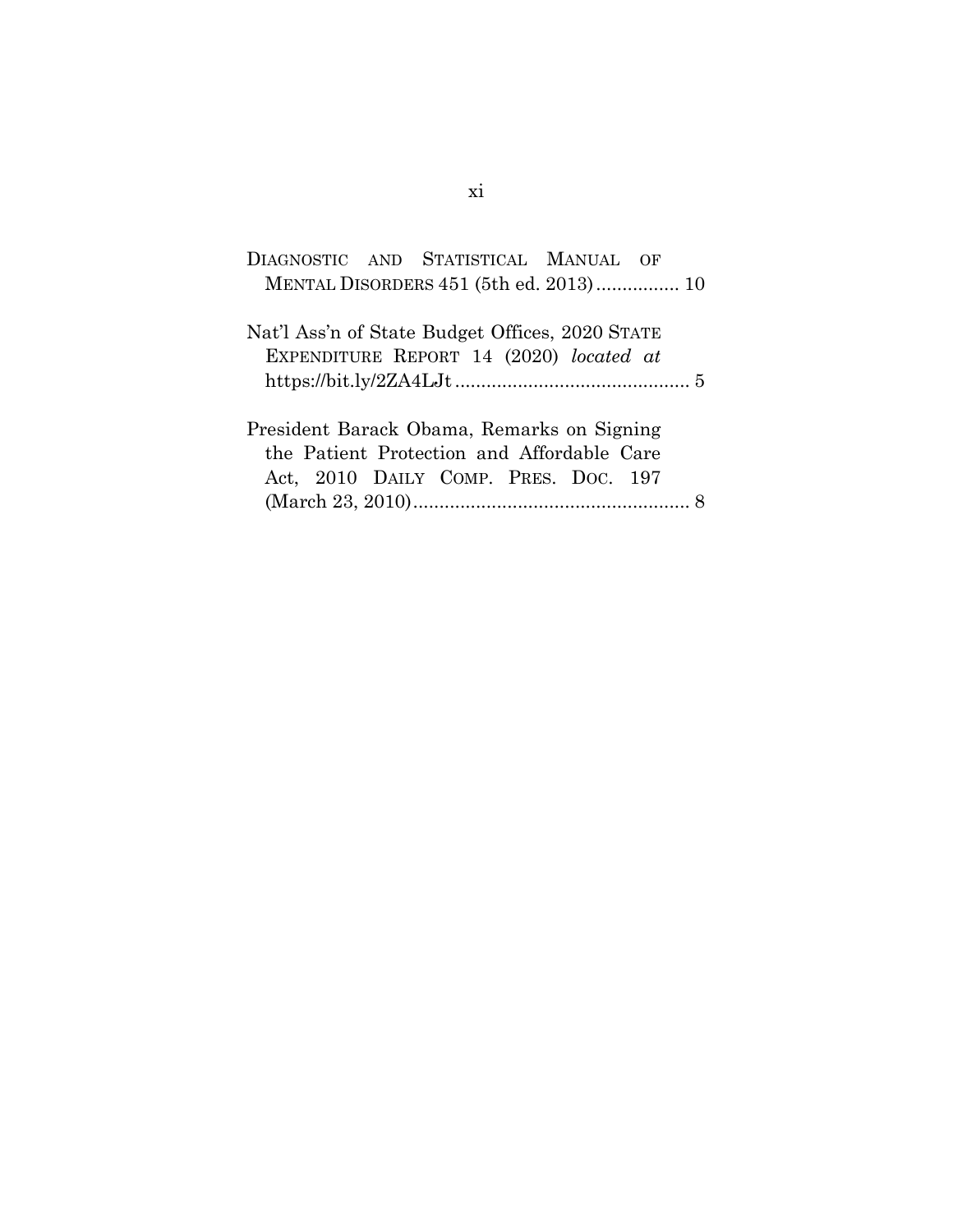DIAGNOSTIC AND STATISTICAL MANUAL OF MENTAL DISORDERS 451 (5th ed. 2013) ................ 10

Nat'l Ass'n of State Budget Offices, 2020 STATE EXPENDITURE REPORT 14 (2020) *located at* https://bit.ly/2ZA4LJt ............................................. 5

President Barack Obama, Remarks on Signing the Patient Protection and Affordable Care Act, 2010 DAILY COMP. PRES. DOC. 197 (March 23, 2010)..................................................... 8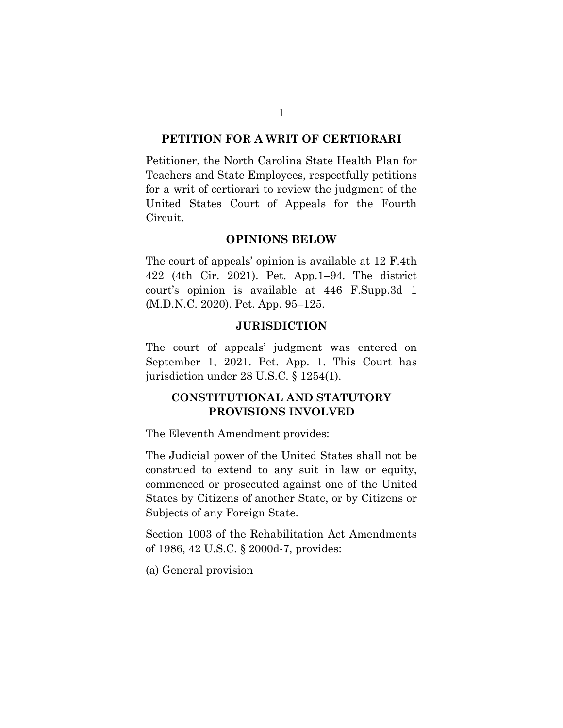## PETITION FOR A WRIT OF CERTIORARI

Petitioner, the North Carolina State Health Plan for Teachers and State Employees, respectfully petitions for a writ of certiorari to review the judgment of the United States Court of Appeals for the Fourth Circuit.

## OPINIONS BELOW

The court of appeals' opinion is available at 12 F.4th 422 (4th Cir. 2021). Pet. App.1–94. The district court's opinion is available at 446 F.Supp.3d 1 (M.D.N.C. 2020). Pet. App. 95–125.

## JURISDICTION

The court of appeals' judgment was entered on September 1, 2021. Pet. App. 1. This Court has jurisdiction under 28 U.S.C. § 1254(1).

## CONSTITUTIONAL AND STATUTORY PROVISIONS INVOLVED

The Eleventh Amendment provides:

The Judicial power of the United States shall not be construed to extend to any suit in law or equity, commenced or prosecuted against one of the United States by Citizens of another State, or by Citizens or Subjects of any Foreign State.

Section 1003 of the Rehabilitation Act Amendments of 1986, 42 U.S.C. § 2000d-7, provides:

(a) General provision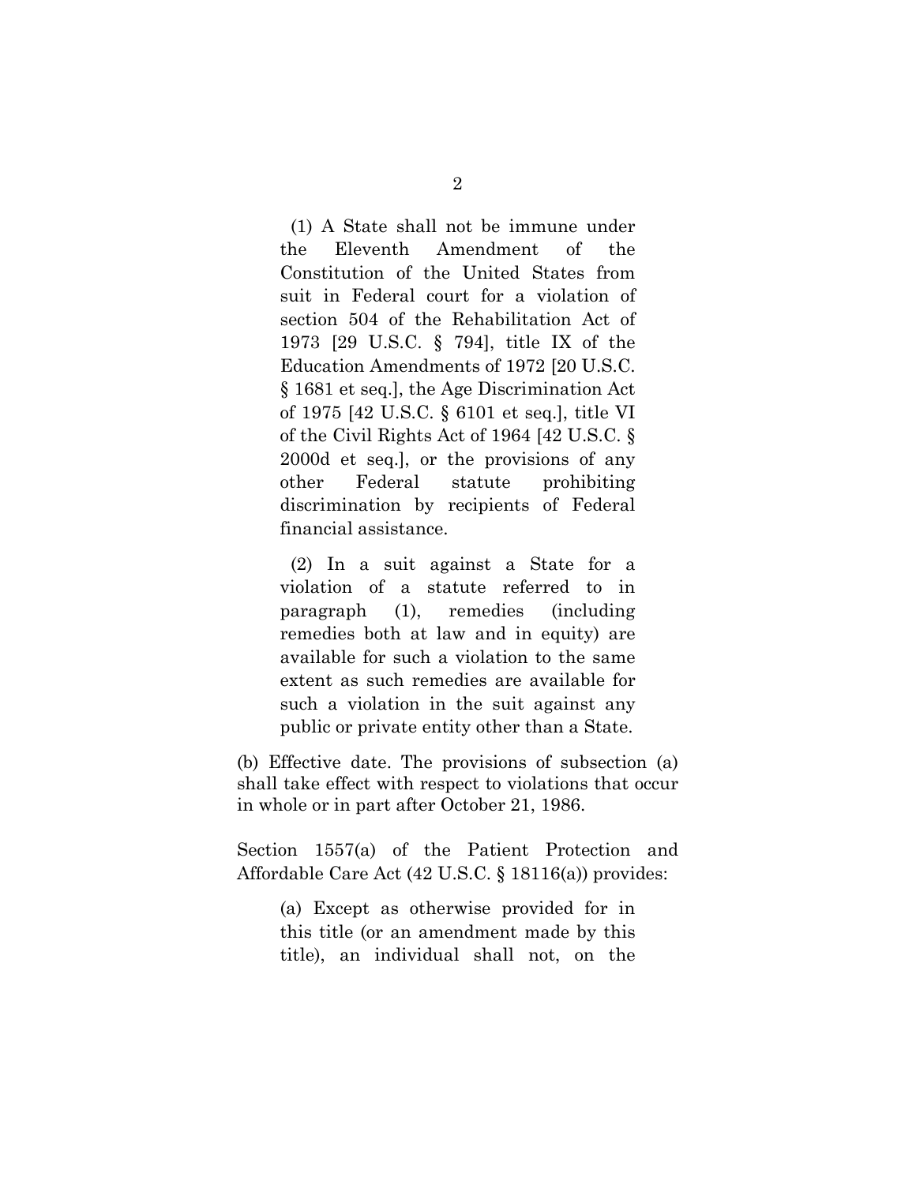> (1) A State shall not be immune under the Eleventh Amendment of the Constitution of the United States from suit in Federal court for a violation of section 504 of the Rehabilitation Act of 1973 [29 U.S.C. § 794], title IX of the Education Amendments of 1972 [20 U.S.C. § 1681 et seq.], the Age Discrimination Act of 1975 [42 U.S.C. § 6101 et seq.], title VI of the Civil Rights Act of 1964 [42 U.S.C. § 2000d et seq.], or the provisions of any other Federal statute prohibiting discrimination by recipients of Federal financial assistance.
>
> (2) In a suit against a State for a violation of a statute referred to in paragraph (1), remedies (including remedies both at law and in equity) are available for such a violation to the same extent as such remedies are available for such a violation in the suit against any public or private entity other than a State.

(b) Effective date. The provisions of subsection (a) shall take effect with respect to violations that occur in whole or in part after October 21, 1986.

Section 1557(a) of the Patient Protection and Affordable Care Act (42 U.S.C. § 18116(a)) provides:

> (a) Except as otherwise provided for in this title (or an amendment made by this title), an individual shall not, on the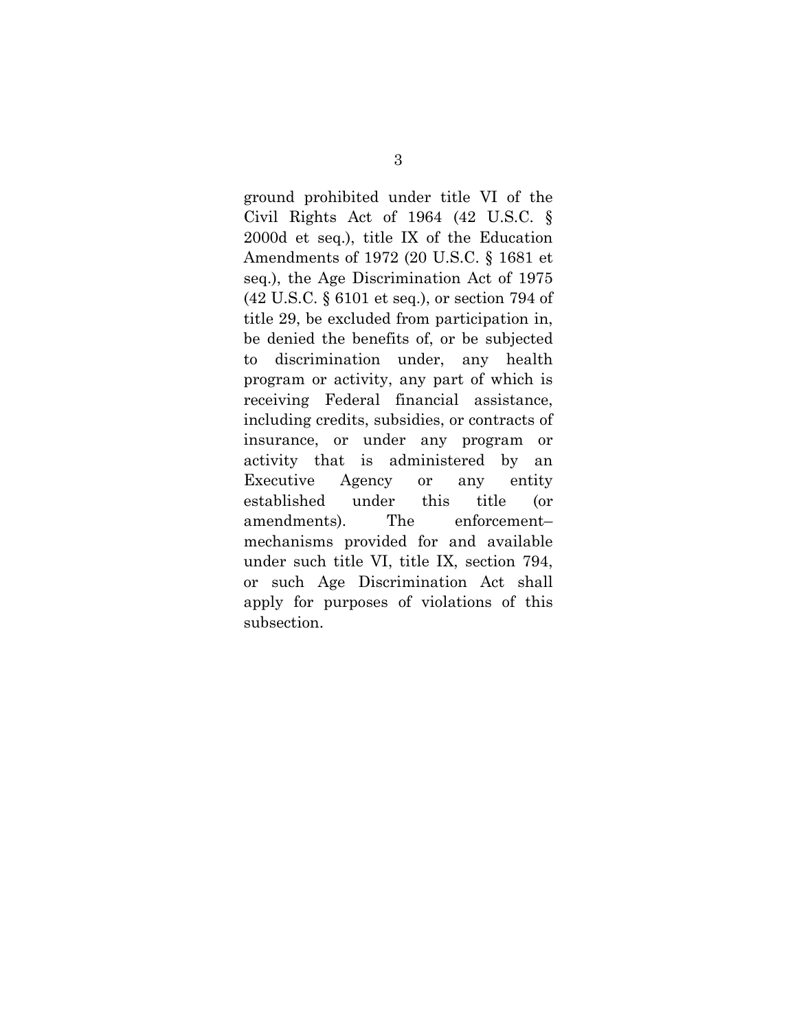ground prohibited under title VI of the Civil Rights Act of 1964 (42 U.S.C. § 2000d et seq.), title IX of the Education Amendments of 1972 (20 U.S.C. § 1681 et seq.), the Age Discrimination Act of 1975 (42 U.S.C. § 6101 et seq.), or section 794 of title 29, be excluded from participation in, be denied the benefits of, or be subjected to discrimination under, any health program or activity, any part of which is receiving Federal financial assistance, including credits, subsidies, or contracts of insurance, or under any program or activity that is administered by an Executive Agency or any entity established under this title (or amendments). The enforcement–mechanisms provided for and available under such title VI, title IX, section 794, or such Age Discrimination Act shall apply for purposes of violations of this subsection.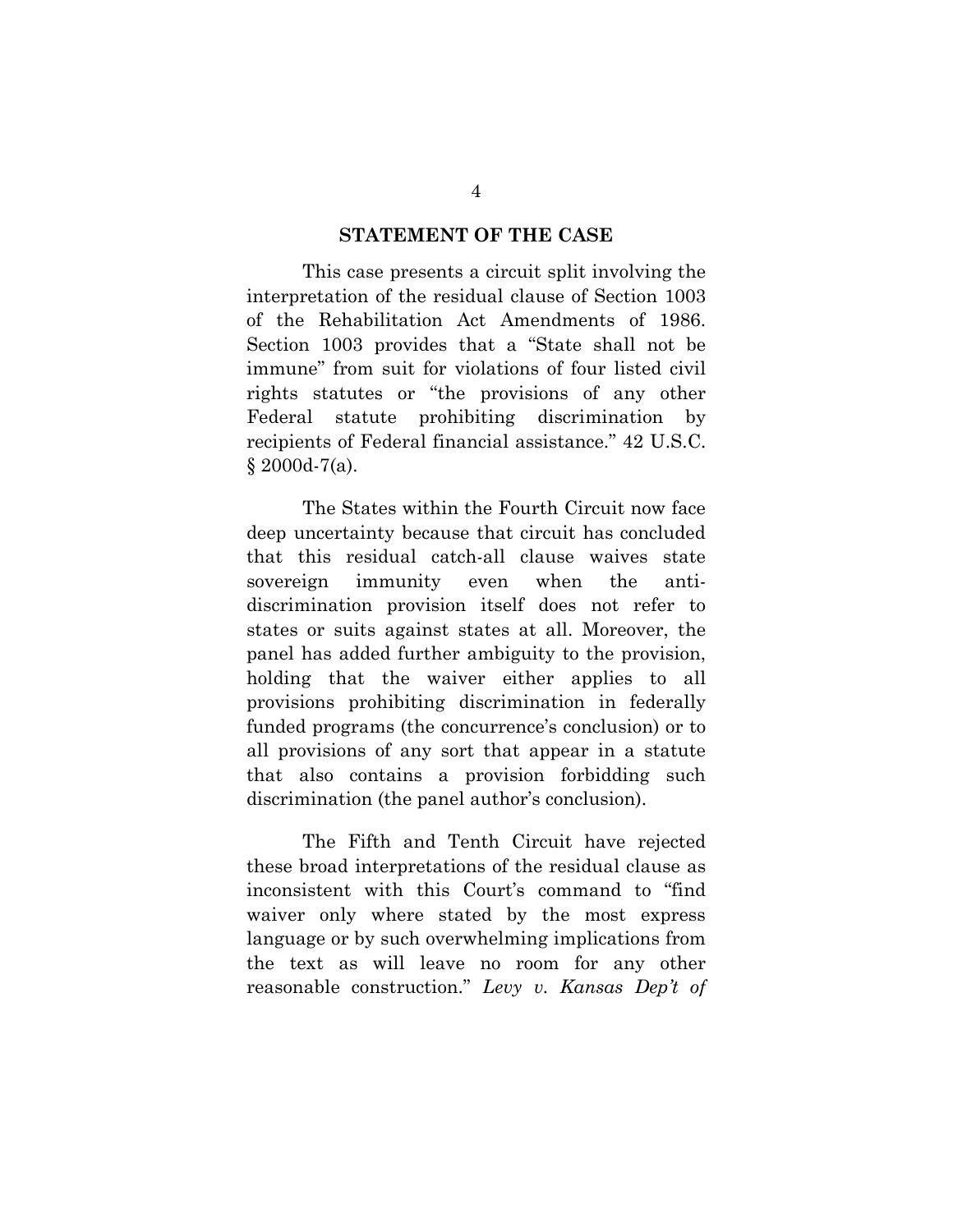## STATEMENT OF THE CASE

This case presents a circuit split involving the interpretation of the residual clause of Section 1003 of the Rehabilitation Act Amendments of 1986. Section 1003 provides that a "State shall not be immune" from suit for violations of four listed civil rights statutes or "the provisions of any other Federal statute prohibiting discrimination by recipients of Federal financial assistance." 42 U.S.C. § 2000d-7(a).

The States within the Fourth Circuit now face deep uncertainty because that circuit has concluded that this residual catch-all clause waives state sovereign immunity even when the anti-discrimination provision itself does not refer to states or suits against states at all. Moreover, the panel has added further ambiguity to the provision, holding that the waiver either applies to all provisions prohibiting discrimination in federally funded programs (the concurrence's conclusion) or to all provisions of any sort that appear in a statute that also contains a provision forbidding such discrimination (the panel author's conclusion).

The Fifth and Tenth Circuit have rejected these broad interpretations of the residual clause as inconsistent with this Court's command to "find waiver only where stated by the most express language or by such overwhelming implications from the text as will leave no room for any other reasonable construction." *Levy v. Kansas Dep't of*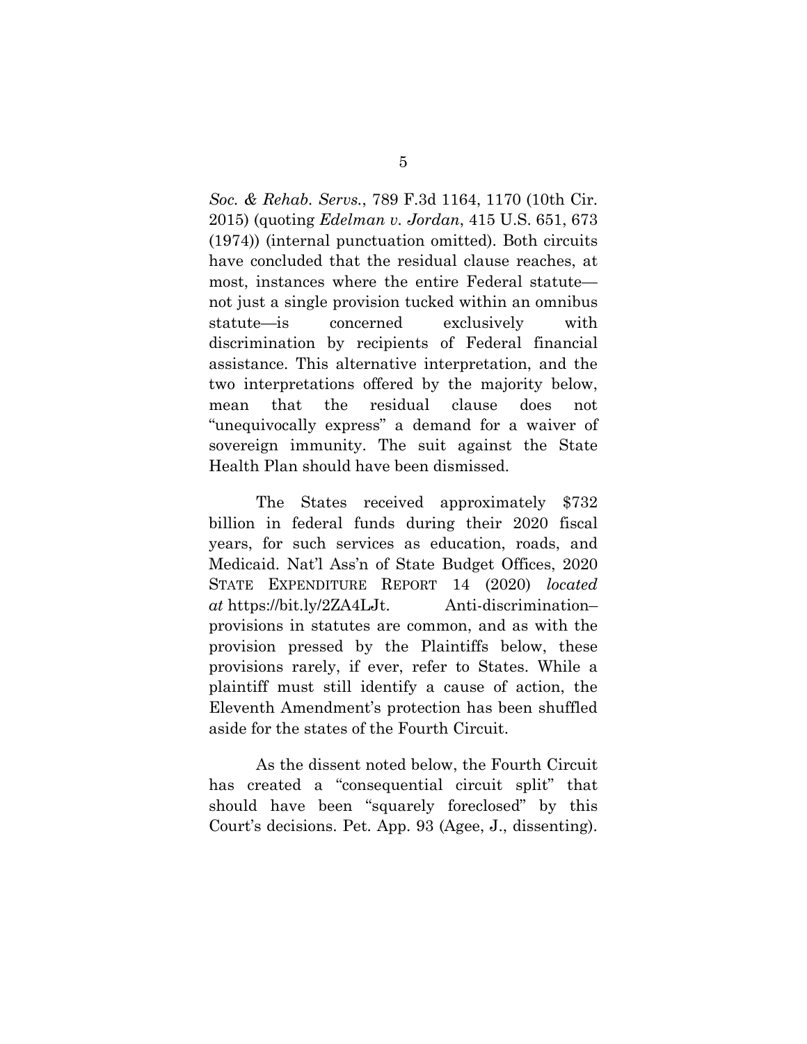*Soc. & Rehab. Servs.*, 789 F.3d 1164, 1170 (10th Cir. 2015) (quoting *Edelman v. Jordan*, 415 U.S. 651, 673 (1974)) (internal punctuation omitted). Both circuits have concluded that the residual clause reaches, at most, instances where the entire Federal statute—not just a single provision tucked within an omnibus statute—is concerned exclusively with discrimination by recipients of Federal financial assistance. This alternative interpretation, and the two interpretations offered by the majority below, mean that the residual clause does not "unequivocally express" a demand for a waiver of sovereign immunity. The suit against the State Health Plan should have been dismissed.

The States received approximately $732 billion in federal funds during their 2020 fiscal years, for such services as education, roads, and Medicaid. Nat'l Ass'n of State Budget Offices, 2020 STATE EXPENDITURE REPORT 14 (2020) *located at* https://bit.ly/2ZA4LJt. Anti-discrimination–provisions in statutes are common, and as with the provision pressed by the Plaintiffs below, these provisions rarely, if ever, refer to States. While a plaintiff must still identify a cause of action, the Eleventh Amendment's protection has been shuffled aside for the states of the Fourth Circuit.

As the dissent noted below, the Fourth Circuit has created a "consequential circuit split" that should have been "squarely foreclosed" by this Court's decisions. Pet. App. 93 (Agee, J., dissenting).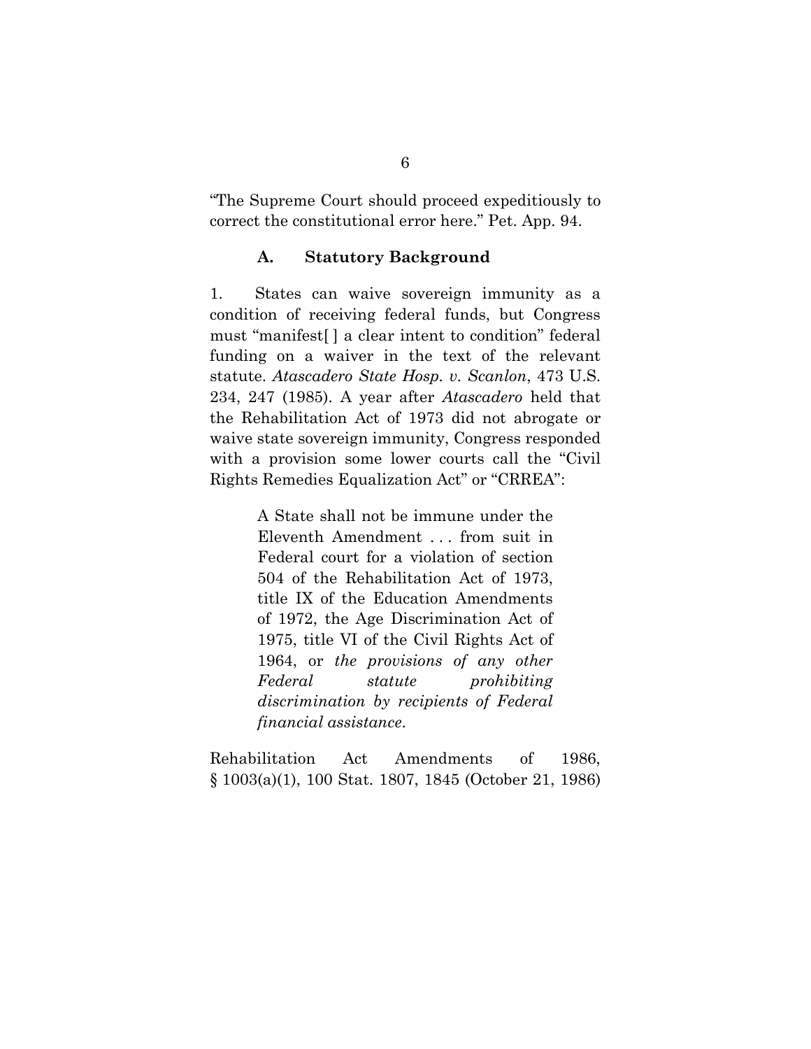"The Supreme Court should proceed expeditiously to correct the constitutional error here." Pet. App. 94.

### A. Statutory Background

1. States can waive sovereign immunity as a condition of receiving federal funds, but Congress must "manifest[ ] a clear intent to condition" federal funding on a waiver in the text of the relevant statute. *Atascadero State Hosp. v. Scanlon*, 473 U.S. 234, 247 (1985). A year after *Atascadero* held that the Rehabilitation Act of 1973 did not abrogate or waive state sovereign immunity, Congress responded with a provision some lower courts call the "Civil Rights Remedies Equalization Act" or "CRREA":

> A State shall not be immune under the Eleventh Amendment . . . from suit in Federal court for a violation of section 504 of the Rehabilitation Act of 1973, title IX of the Education Amendments of 1972, the Age Discrimination Act of 1975, title VI of the Civil Rights Act of 1964, or *the provisions of any other Federal statute prohibiting discrimination by recipients of Federal financial assistance*.

Rehabilitation Act Amendments of 1986, § 1003(a)(1), 100 Stat. 1807, 1845 (October 21, 1986)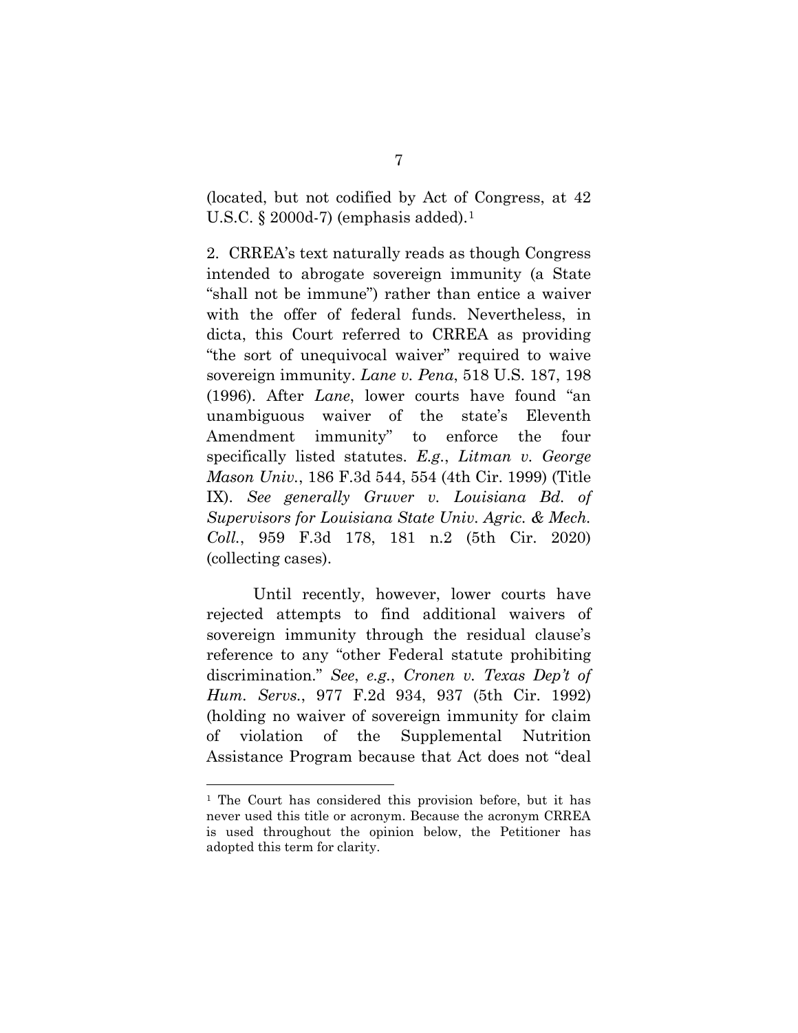(located, but not codified by Act of Congress, at 42 U.S.C. § 2000d-7) (emphasis added).[1]

2. CRREA's text naturally reads as though Congress intended to abrogate sovereign immunity (a State "shall not be immune") rather than entice a waiver with the offer of federal funds. Nevertheless, in dicta, this Court referred to CRREA as providing "the sort of unequivocal waiver" required to waive sovereign immunity. *Lane v. Pena*, 518 U.S. 187, 198 (1996). After *Lane*, lower courts have found "an unambiguous waiver of the state's Eleventh Amendment immunity" to enforce the four specifically listed statutes. *E.g.*, *Litman v. George Mason Univ.*, 186 F.3d 544, 554 (4th Cir. 1999) (Title IX). *See generally Gruver v. Louisiana Bd. of Supervisors for Louisiana State Univ. Agric. & Mech. Coll.*, 959 F.3d 178, 181 n.2 (5th Cir. 2020) (collecting cases).

Until recently, however, lower courts have rejected attempts to find additional waivers of sovereign immunity through the residual clause's reference to any "other Federal statute prohibiting discrimination." *See*, *e.g.*, *Cronen v. Texas Dep't of Hum. Servs.*, 977 F.2d 934, 937 (5th Cir. 1992) (holding no waiver of sovereign immunity for claim of violation of the Supplemental Nutrition Assistance Program because that Act does not "deal

---

[1] The Court has considered this provision before, but it has never used this title or acronym. Because the acronym CRREA is used throughout the opinion below, the Petitioner has adopted this term for clarity.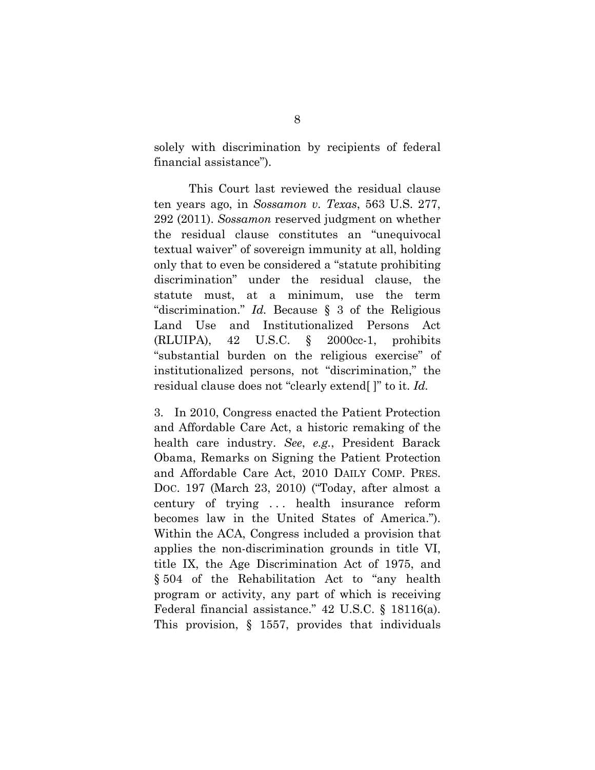solely with discrimination by recipients of federal financial assistance").

This Court last reviewed the residual clause ten years ago, in *Sossamon v. Texas*, 563 U.S. 277, 292 (2011). *Sossamon* reserved judgment on whether the residual clause constitutes an "unequivocal textual waiver" of sovereign immunity at all, holding only that to even be considered a "statute prohibiting discrimination" under the residual clause, the statute must, at a minimum, use the term "discrimination." *Id.* Because § 3 of the Religious Land Use and Institutionalized Persons Act (RLUIPA), 42 U.S.C. § 2000cc-1, prohibits "substantial burden on the religious exercise" of institutionalized persons, not "discrimination," the residual clause does not "clearly extend[ ]" to it. *Id.*

3. In 2010, Congress enacted the Patient Protection and Affordable Care Act, a historic remaking of the health care industry. *See*, *e.g.*, President Barack Obama, Remarks on Signing the Patient Protection and Affordable Care Act, 2010 DAILY COMP. PRES. DOC. 197 (March 23, 2010) ("Today, after almost a century of trying . . . health insurance reform becomes law in the United States of America."). Within the ACA, Congress included a provision that applies the non-discrimination grounds in title VI, title IX, the Age Discrimination Act of 1975, and § 504 of the Rehabilitation Act to "any health program or activity, any part of which is receiving Federal financial assistance." 42 U.S.C. § 18116(a). This provision, § 1557, provides that individuals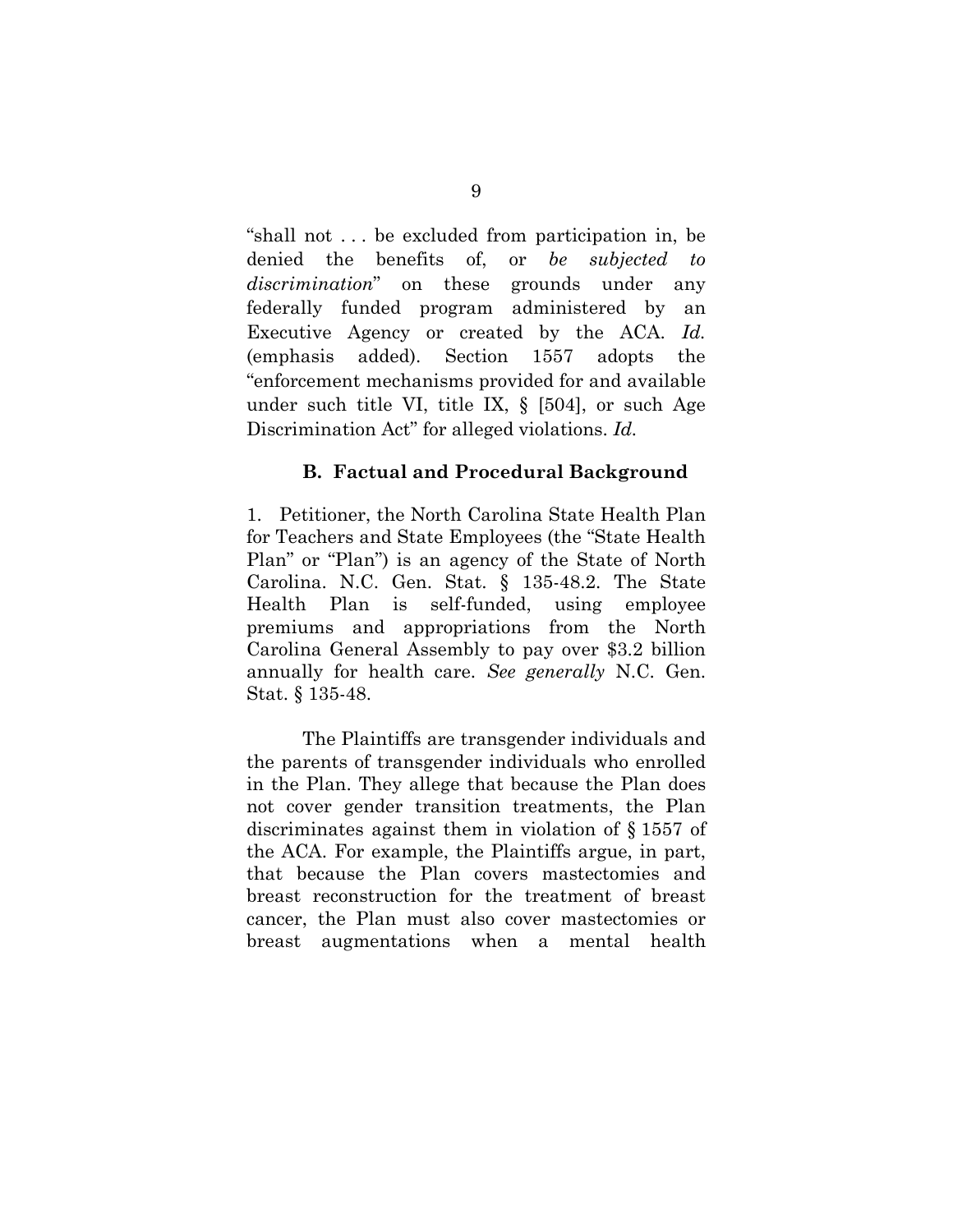"shall not . . . be excluded from participation in, be denied the benefits of, or *be subjected to discrimination*" on these grounds under any federally funded program administered by an Executive Agency or created by the ACA. *Id.* (emphasis added). Section 1557 adopts the "enforcement mechanisms provided for and available under such title VI, title IX, § [504], or such Age Discrimination Act" for alleged violations. *Id.*

### B. Factual and Procedural Background

1. Petitioner, the North Carolina State Health Plan for Teachers and State Employees (the "State Health Plan" or "Plan") is an agency of the State of North Carolina. N.C. Gen. Stat. § 135-48.2. The State Health Plan is self-funded, using employee premiums and appropriations from the North Carolina General Assembly to pay over $3.2 billion annually for health care. *See generally* N.C. Gen. Stat. § 135-48.

The Plaintiffs are transgender individuals and the parents of transgender individuals who enrolled in the Plan. They allege that because the Plan does not cover gender transition treatments, the Plan discriminates against them in violation of § 1557 of the ACA. For example, the Plaintiffs argue, in part, that because the Plan covers mastectomies and breast reconstruction for the treatment of breast cancer, the Plan must also cover mastectomies or breast augmentations when a mental health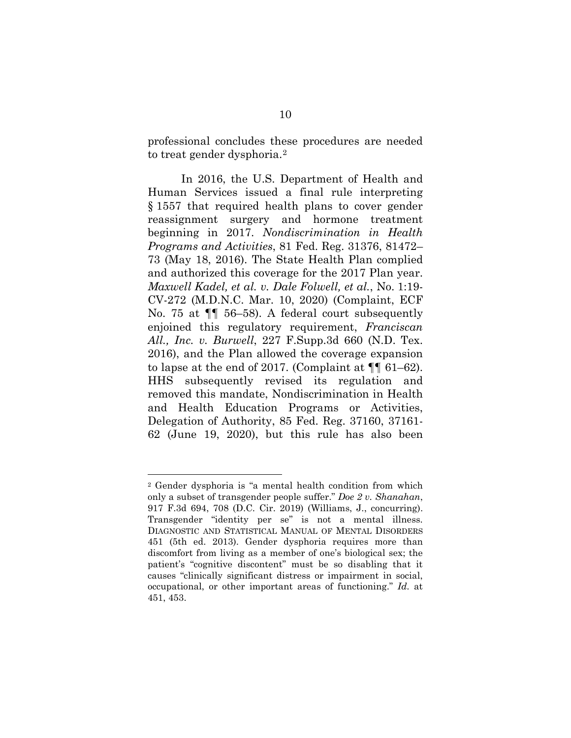professional concludes these procedures are needed to treat gender dysphoria.[2]

In 2016, the U.S. Department of Health and Human Services issued a final rule interpreting § 1557 that required health plans to cover gender reassignment surgery and hormone treatment beginning in 2017. *Nondiscrimination in Health Programs and Activities*, 81 Fed. Reg. 31376, 81472–73 (May 18, 2016). The State Health Plan complied and authorized this coverage for the 2017 Plan year. *Maxwell Kadel, et al. v. Dale Folwell, et al.*, No. 1:19-CV-272 (M.D.N.C. Mar. 10, 2020) (Complaint, ECF No. 75 at ¶¶ 56–58). A federal court subsequently enjoined this regulatory requirement, *Franciscan All., Inc. v. Burwell*, 227 F.Supp.3d 660 (N.D. Tex. 2016), and the Plan allowed the coverage expansion to lapse at the end of 2017. (Complaint at ¶¶ 61–62). HHS subsequently revised its regulation and removed this mandate, Nondiscrimination in Health and Health Education Programs or Activities, Delegation of Authority, 85 Fed. Reg. 37160, 37161-62 (June 19, 2020), but this rule has also been

---

[2] Gender dysphoria is "a mental health condition from which only a subset of transgender people suffer." *Doe 2 v. Shanahan*, 917 F.3d 694, 708 (D.C. Cir. 2019) (Williams, J., concurring). Transgender "identity per se" is not a mental illness. DIAGNOSTIC AND STATISTICAL MANUAL OF MENTAL DISORDERS 451 (5th ed. 2013). Gender dysphoria requires more than discomfort from living as a member of one's biological sex; the patient's "cognitive discontent" must be so disabling that it causes "clinically significant distress or impairment in social, occupational, or other important areas of functioning." *Id.* at 451, 453.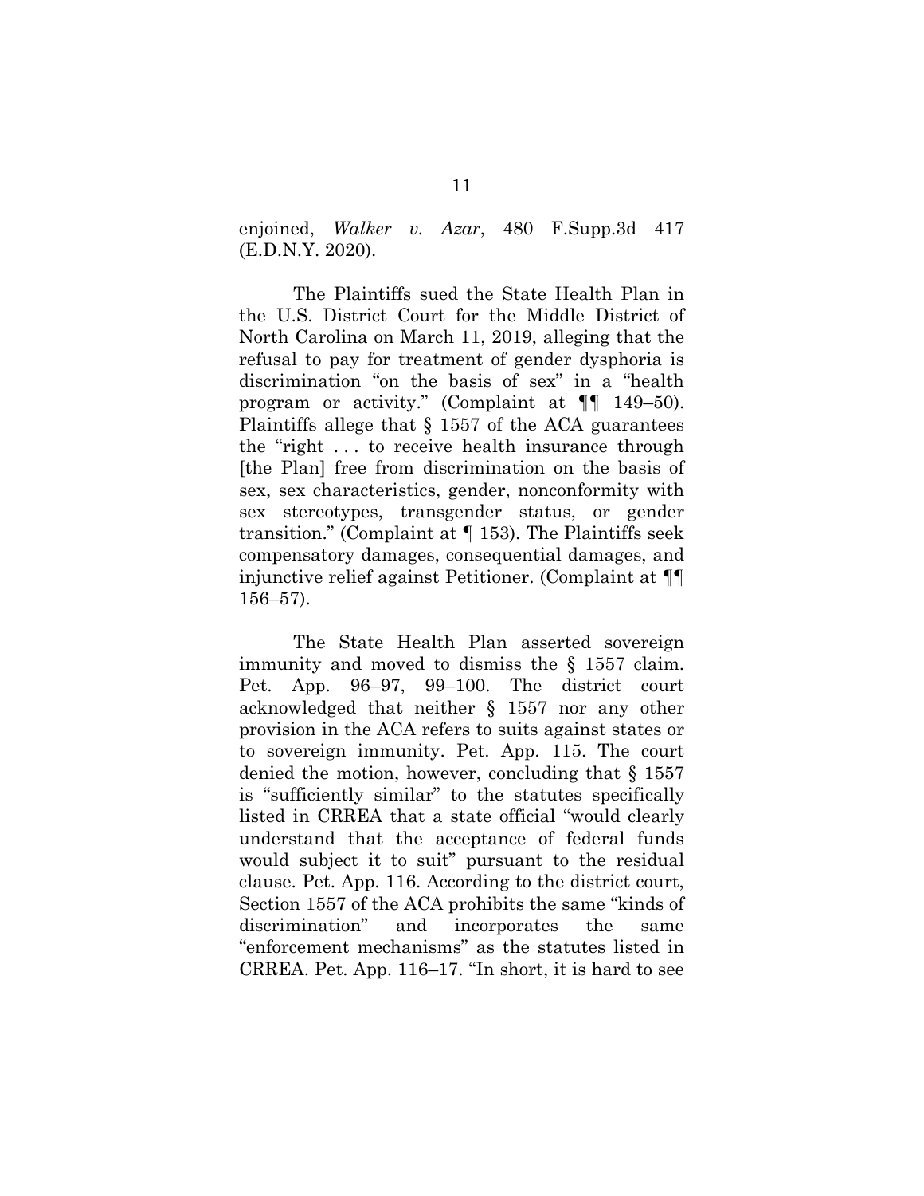enjoined, *Walker v. Azar*, 480 F.Supp.3d 417 (E.D.N.Y. 2020).

The Plaintiffs sued the State Health Plan in the U.S. District Court for the Middle District of North Carolina on March 11, 2019, alleging that the refusal to pay for treatment of gender dysphoria is discrimination "on the basis of sex" in a "health program or activity." (Complaint at ¶¶ 149–50). Plaintiffs allege that § 1557 of the ACA guarantees the "right . . . to receive health insurance through [the Plan] free from discrimination on the basis of sex, sex characteristics, gender, nonconformity with sex stereotypes, transgender status, or gender transition." (Complaint at ¶ 153). The Plaintiffs seek compensatory damages, consequential damages, and injunctive relief against Petitioner. (Complaint at ¶¶ 156–57).

The State Health Plan asserted sovereign immunity and moved to dismiss the § 1557 claim. Pet. App. 96–97, 99–100. The district court acknowledged that neither § 1557 nor any other provision in the ACA refers to suits against states or to sovereign immunity. Pet. App. 115. The court denied the motion, however, concluding that § 1557 is "sufficiently similar" to the statutes specifically listed in CRREA that a state official "would clearly understand that the acceptance of federal funds would subject it to suit" pursuant to the residual clause. Pet. App. 116. According to the district court, Section 1557 of the ACA prohibits the same "kinds of discrimination" and incorporates the same "enforcement mechanisms" as the statutes listed in CRREA. Pet. App. 116–17. "In short, it is hard to see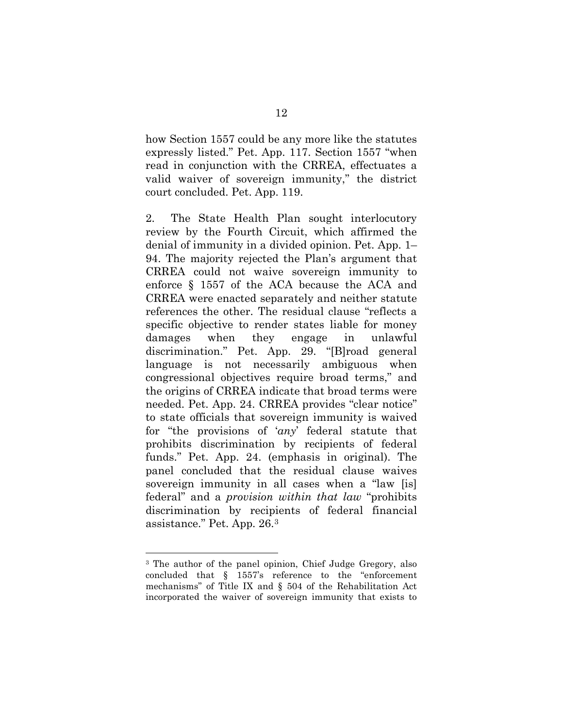how Section 1557 could be any more like the statutes expressly listed." Pet. App. 117. Section 1557 "when read in conjunction with the CRREA, effectuates a valid waiver of sovereign immunity," the district court concluded. Pet. App. 119.

2. The State Health Plan sought interlocutory review by the Fourth Circuit, which affirmed the denial of immunity in a divided opinion. Pet. App. 1–94. The majority rejected the Plan's argument that CRREA could not waive sovereign immunity to enforce § 1557 of the ACA because the ACA and CRREA were enacted separately and neither statute references the other. The residual clause "reflects a specific objective to render states liable for money damages when they engage in unlawful discrimination." Pet. App. 29. "[B]road general language is not necessarily ambiguous when congressional objectives require broad terms," and the origins of CRREA indicate that broad terms were needed. Pet. App. 24. CRREA provides "clear notice" to state officials that sovereign immunity is waived for "the provisions of '*any*' federal statute that prohibits discrimination by recipients of federal funds." Pet. App. 24. (emphasis in original). The panel concluded that the residual clause waives sovereign immunity in all cases when a "law [is] federal" and a *provision within that law* "prohibits discrimination by recipients of federal financial assistance." Pet. App. 26.[3]

---

[3] The author of the panel opinion, Chief Judge Gregory, also concluded that § 1557's reference to the "enforcement mechanisms" of Title IX and § 504 of the Rehabilitation Act incorporated the waiver of sovereign immunity that exists to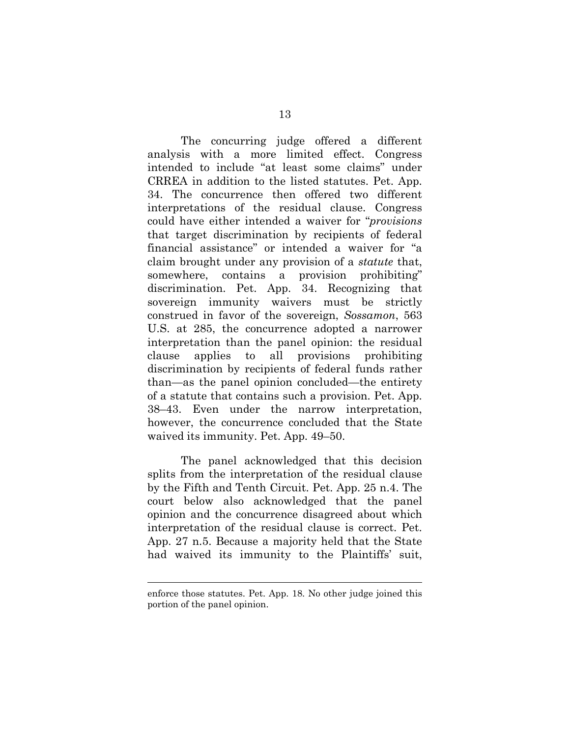The concurring judge offered a different analysis with a more limited effect. Congress intended to include "at least some claims" under CRREA in addition to the listed statutes. Pet. App. 34. The concurrence then offered two different interpretations of the residual clause. Congress could have either intended a waiver for "*provisions* that target discrimination by recipients of federal financial assistance" or intended a waiver for "a claim brought under any provision of a *statute* that, somewhere, contains a provision prohibiting" discrimination. Pet. App. 34. Recognizing that sovereign immunity waivers must be strictly construed in favor of the sovereign, *Sossamon*, 563 U.S. at 285, the concurrence adopted a narrower interpretation than the panel opinion: the residual clause applies to all provisions prohibiting discrimination by recipients of federal funds rather than—as the panel opinion concluded—the entirety of a statute that contains such a provision. Pet. App. 38–43. Even under the narrow interpretation, however, the concurrence concluded that the State waived its immunity. Pet. App. 49–50.

The panel acknowledged that this decision splits from the interpretation of the residual clause by the Fifth and Tenth Circuit. Pet. App. 25 n.4. The court below also acknowledged that the panel opinion and the concurrence disagreed about which interpretation of the residual clause is correct. Pet. App. 27 n.5. Because a majority held that the State had waived its immunity to the Plaintiffs' suit,

---

enforce those statutes. Pet. App. 18. No other judge joined this portion of the panel opinion.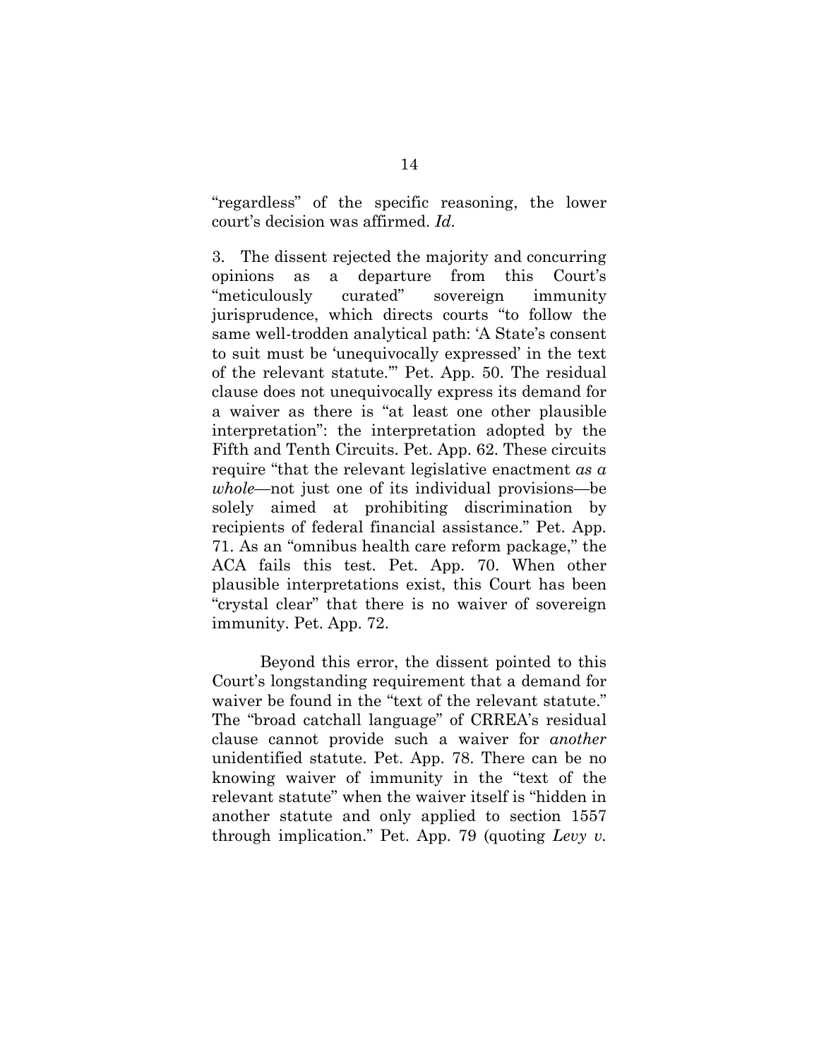"regardless" of the specific reasoning, the lower court's decision was affirmed. *Id.*

3. The dissent rejected the majority and concurring opinions as a departure from this Court's "meticulously curated" sovereign immunity jurisprudence, which directs courts "to follow the same well-trodden analytical path: 'A State's consent to suit must be 'unequivocally expressed' in the text of the relevant statute.'" Pet. App. 50. The residual clause does not unequivocally express its demand for a waiver as there is "at least one other plausible interpretation": the interpretation adopted by the Fifth and Tenth Circuits. Pet. App. 62. These circuits require "that the relevant legislative enactment *as a whole*—not just one of its individual provisions—be solely aimed at prohibiting discrimination by recipients of federal financial assistance." Pet. App. 71. As an "omnibus health care reform package," the ACA fails this test. Pet. App. 70. When other plausible interpretations exist, this Court has been "crystal clear" that there is no waiver of sovereign immunity. Pet. App. 72.

Beyond this error, the dissent pointed to this Court's longstanding requirement that a demand for waiver be found in the "text of the relevant statute." The "broad catchall language" of CRREA's residual clause cannot provide such a waiver for *another* unidentified statute. Pet. App. 78. There can be no knowing waiver of immunity in the "text of the relevant statute" when the waiver itself is "hidden in another statute and only applied to section 1557 through implication." Pet. App. 79 (quoting *Levy v.*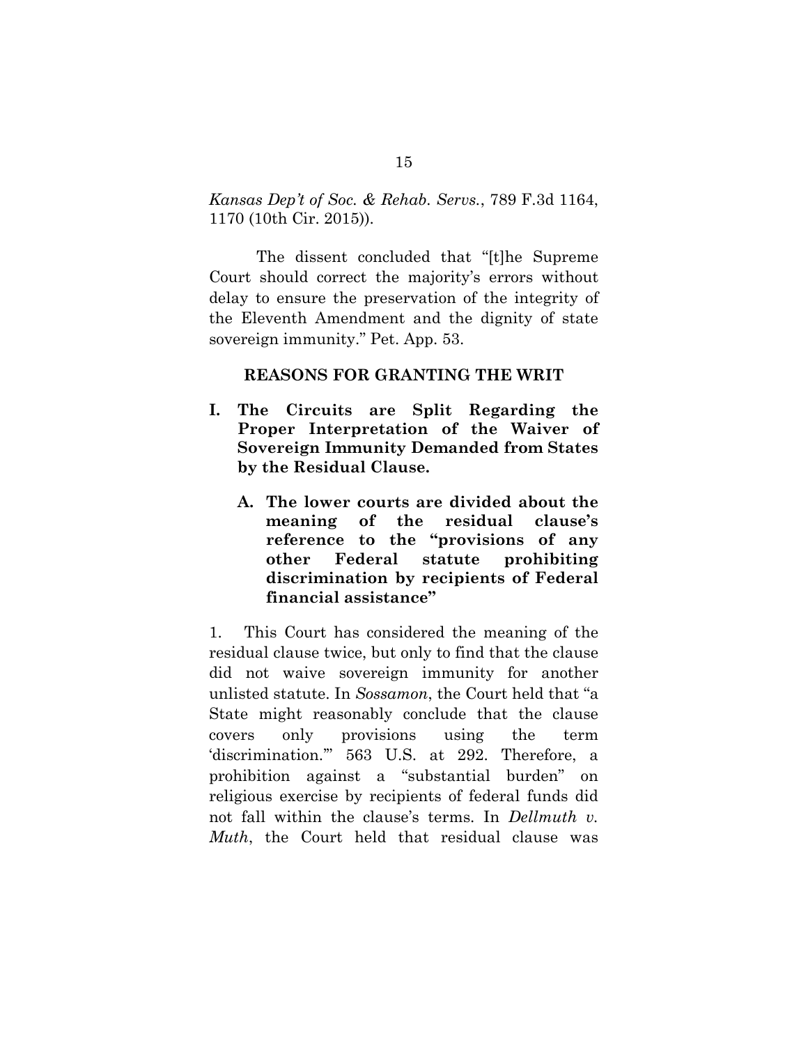*Kansas Dep't of Soc. & Rehab. Servs.*, 789 F.3d 1164, 1170 (10th Cir. 2015)).

The dissent concluded that "[t]he Supreme Court should correct the majority's errors without delay to ensure the preservation of the integrity of the Eleventh Amendment and the dignity of state sovereign immunity." Pet. App. 53.

## REASONS FOR GRANTING THE WRIT

### I. The Circuits are Split Regarding the Proper Interpretation of the Waiver of Sovereign Immunity Demanded from States by the Residual Clause.

#### A. The lower courts are divided about the meaning of the residual clause's reference to the "provisions of any other Federal statute prohibiting discrimination by recipients of Federal financial assistance"

1. This Court has considered the meaning of the residual clause twice, but only to find that the clause did not waive sovereign immunity for another unlisted statute. In *Sossamon*, the Court held that "a State might reasonably conclude that the clause covers only provisions using the term 'discrimination.'" 563 U.S. at 292. Therefore, a prohibition against a "substantial burden" on religious exercise by recipients of federal funds did not fall within the clause's terms. In *Dellmuth v. Muth*, the Court held that residual clause was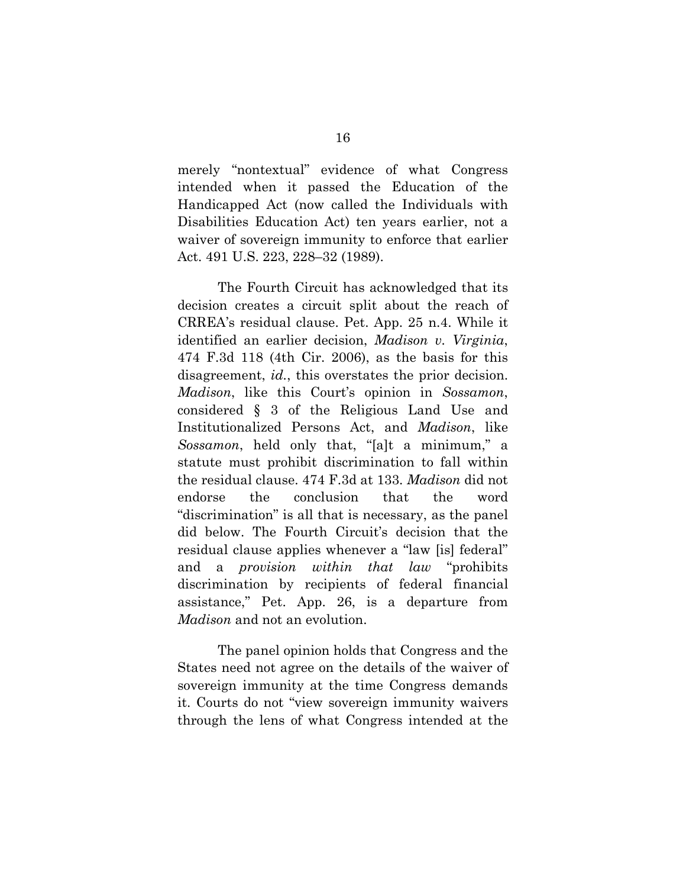merely "nontextual" evidence of what Congress intended when it passed the Education of the Handicapped Act (now called the Individuals with Disabilities Education Act) ten years earlier, not a waiver of sovereign immunity to enforce that earlier Act. 491 U.S. 223, 228–32 (1989).

The Fourth Circuit has acknowledged that its decision creates a circuit split about the reach of CRREA's residual clause. Pet. App. 25 n.4. While it identified an earlier decision, *Madison v. Virginia*, 474 F.3d 118 (4th Cir. 2006), as the basis for this disagreement, *id.*, this overstates the prior decision. *Madison*, like this Court's opinion in *Sossamon*, considered § 3 of the Religious Land Use and Institutionalized Persons Act, and *Madison*, like *Sossamon*, held only that, "[a]t a minimum," a statute must prohibit discrimination to fall within the residual clause. 474 F.3d at 133. *Madison* did not endorse the conclusion that the word "discrimination" is all that is necessary, as the panel did below. The Fourth Circuit's decision that the residual clause applies whenever a "law [is] federal" and a *provision within that law* "prohibits discrimination by recipients of federal financial assistance," Pet. App. 26, is a departure from *Madison* and not an evolution.

The panel opinion holds that Congress and the States need not agree on the details of the waiver of sovereign immunity at the time Congress demands it. Courts do not "view sovereign immunity waivers through the lens of what Congress intended at the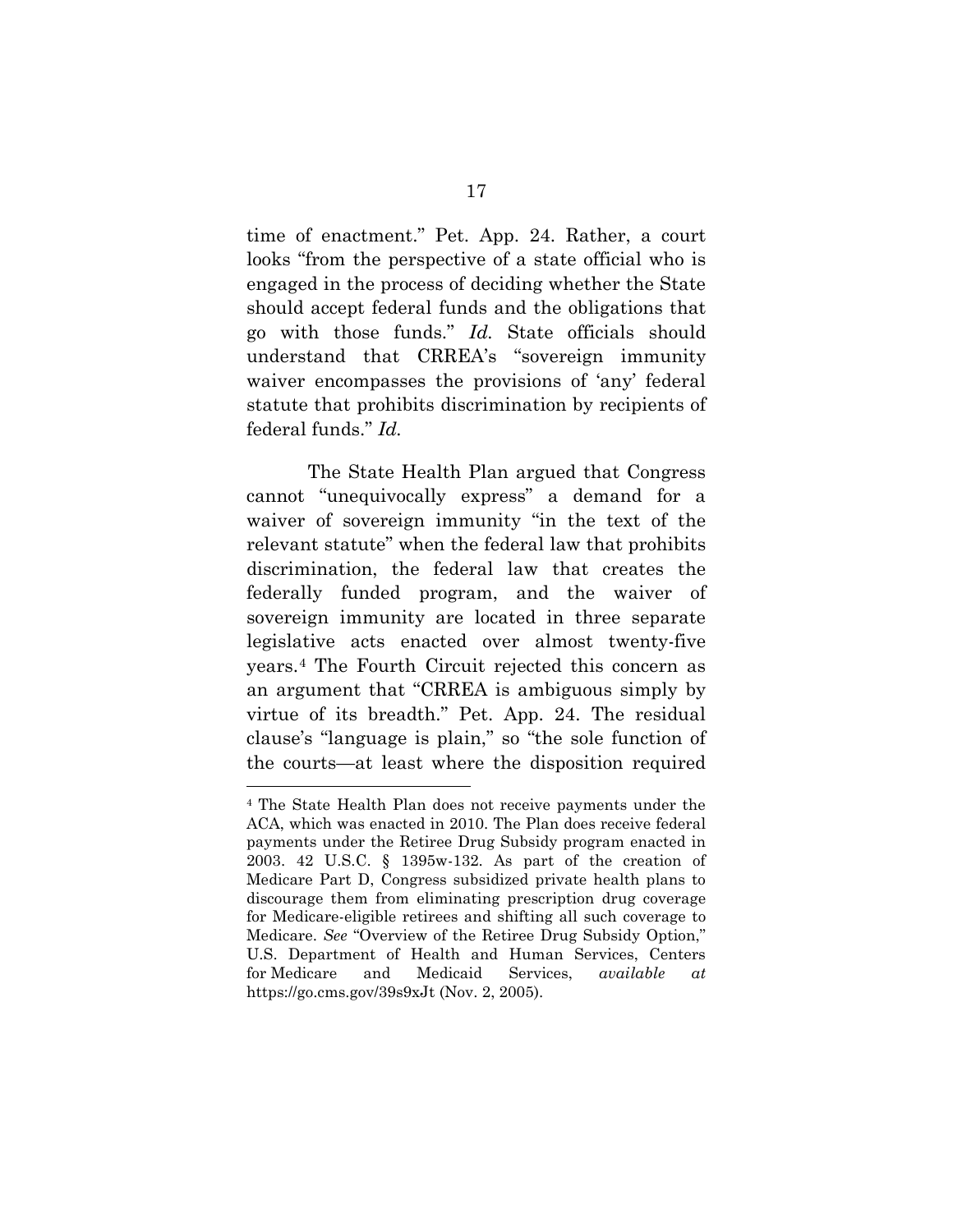time of enactment." Pet. App. 24. Rather, a court looks "from the perspective of a state official who is engaged in the process of deciding whether the State should accept federal funds and the obligations that go with those funds." *Id.* State officials should understand that CRREA's "sovereign immunity waiver encompasses the provisions of 'any' federal statute that prohibits discrimination by recipients of federal funds." *Id.*

The State Health Plan argued that Congress cannot "unequivocally express" a demand for a waiver of sovereign immunity "in the text of the relevant statute" when the federal law that prohibits discrimination, the federal law that creates the federally funded program, and the waiver of sovereign immunity are located in three separate legislative acts enacted over almost twenty-five years.[4] The Fourth Circuit rejected this concern as an argument that "CRREA is ambiguous simply by virtue of its breadth." Pet. App. 24. The residual clause's "language is plain," so "the sole function of the courts—at least where the disposition required

---

[4] The State Health Plan does not receive payments under the ACA, which was enacted in 2010. The Plan does receive federal payments under the Retiree Drug Subsidy program enacted in 2003. 42 U.S.C. § 1395w-132. As part of the creation of Medicare Part D, Congress subsidized private health plans to discourage them from eliminating prescription drug coverage for Medicare-eligible retirees and shifting all such coverage to Medicare. *See* "Overview of the Retiree Drug Subsidy Option," U.S. Department of Health and Human Services, Centers for Medicare and Medicaid Services, *available at* https://go.cms.gov/39s9xJt (Nov. 2, 2005).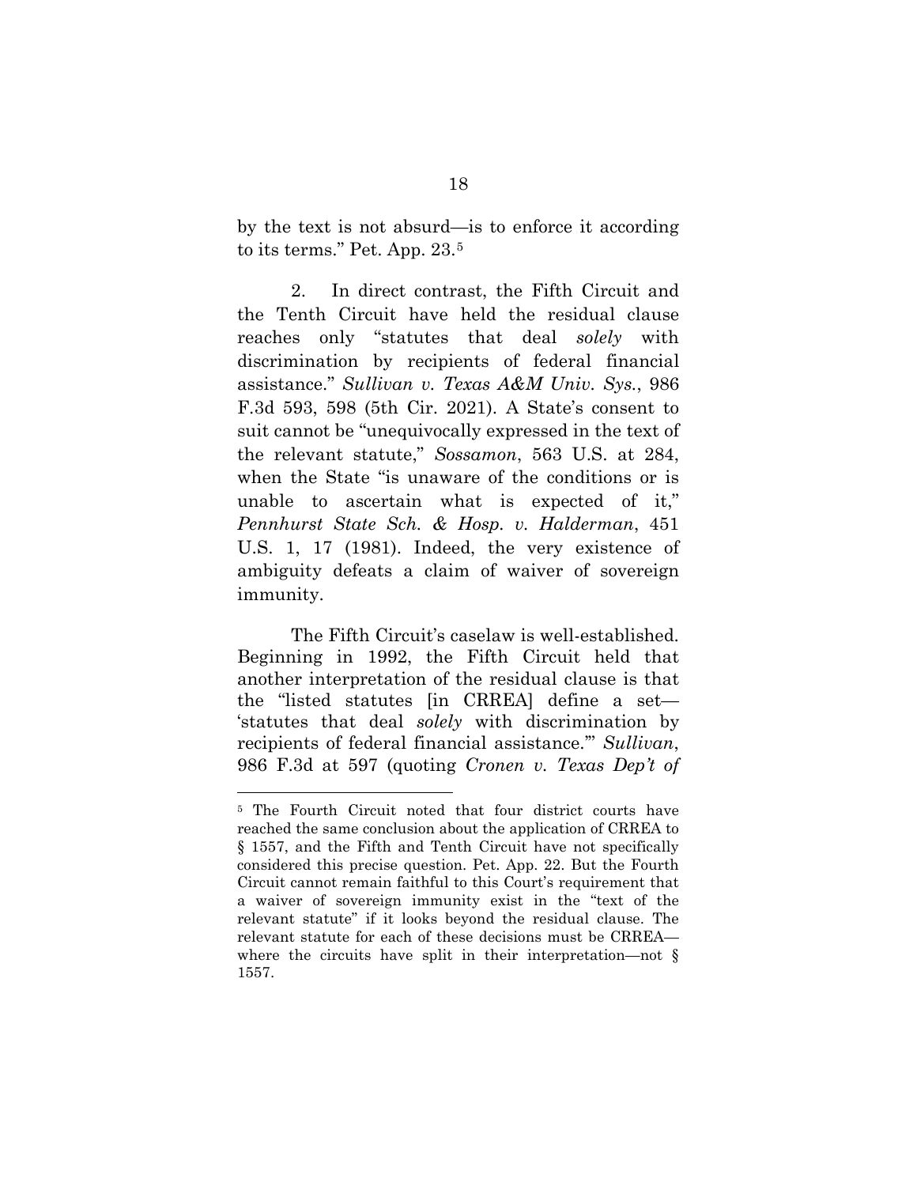by the text is not absurd—is to enforce it according to its terms." Pet. App. 23.[5]

2. In direct contrast, the Fifth Circuit and the Tenth Circuit have held the residual clause reaches only "statutes that deal *solely* with discrimination by recipients of federal financial assistance." *Sullivan v. Texas A&M Univ. Sys.*, 986 F.3d 593, 598 (5th Cir. 2021). A State's consent to suit cannot be "unequivocally expressed in the text of the relevant statute," *Sossamon*, 563 U.S. at 284, when the State "is unaware of the conditions or is unable to ascertain what is expected of it," *Pennhurst State Sch. & Hosp. v. Halderman*, 451 U.S. 1, 17 (1981). Indeed, the very existence of ambiguity defeats a claim of waiver of sovereign immunity.

The Fifth Circuit's caselaw is well-established. Beginning in 1992, the Fifth Circuit held that another interpretation of the residual clause is that the "listed statutes [in CRREA] define a set—'statutes that deal *solely* with discrimination by recipients of federal financial assistance.'" *Sullivan*, 986 F.3d at 597 (quoting *Cronen v. Texas Dep't of*

---

[5] The Fourth Circuit noted that four district courts have reached the same conclusion about the application of CRREA to § 1557, and the Fifth and Tenth Circuit have not specifically considered this precise question. Pet. App. 22. But the Fourth Circuit cannot remain faithful to this Court's requirement that a waiver of sovereign immunity exist in the "text of the relevant statute" if it looks beyond the residual clause. The relevant statute for each of these decisions must be CRREA—where the circuits have split in their interpretation—not § 1557.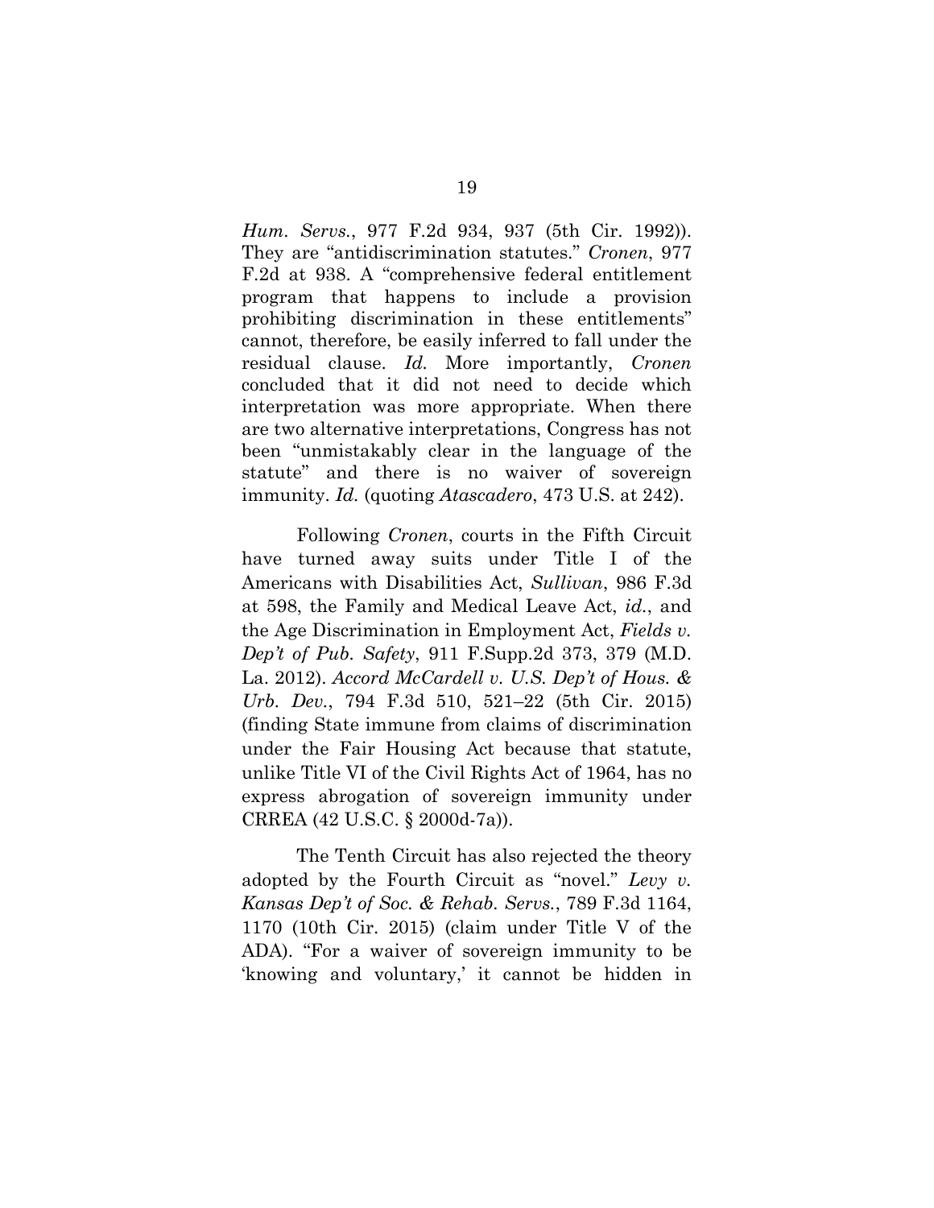*Hum. Servs.*, 977 F.2d 934, 937 (5th Cir. 1992)). They are "antidiscrimination statutes." *Cronen*, 977 F.2d at 938. A "comprehensive federal entitlement program that happens to include a provision prohibiting discrimination in these entitlements" cannot, therefore, be easily inferred to fall under the residual clause. *Id.* More importantly, *Cronen* concluded that it did not need to decide which interpretation was more appropriate. When there are two alternative interpretations, Congress has not been "unmistakably clear in the language of the statute" and there is no waiver of sovereign immunity. *Id.* (quoting *Atascadero*, 473 U.S. at 242).

Following *Cronen*, courts in the Fifth Circuit have turned away suits under Title I of the Americans with Disabilities Act, *Sullivan*, 986 F.3d at 598, the Family and Medical Leave Act, *id.*, and the Age Discrimination in Employment Act, *Fields v. Dep't of Pub. Safety*, 911 F.Supp.2d 373, 379 (M.D. La. 2012). *Accord McCardell v. U.S. Dep't of Hous. & Urb. Dev.*, 794 F.3d 510, 521–22 (5th Cir. 2015) (finding State immune from claims of discrimination under the Fair Housing Act because that statute, unlike Title VI of the Civil Rights Act of 1964, has no express abrogation of sovereign immunity under CRREA (42 U.S.C. § 2000d-7a)).

The Tenth Circuit has also rejected the theory adopted by the Fourth Circuit as "novel." *Levy v. Kansas Dep't of Soc. & Rehab. Servs.*, 789 F.3d 1164, 1170 (10th Cir. 2015) (claim under Title V of the ADA). "For a waiver of sovereign immunity to be 'knowing and voluntary,' it cannot be hidden in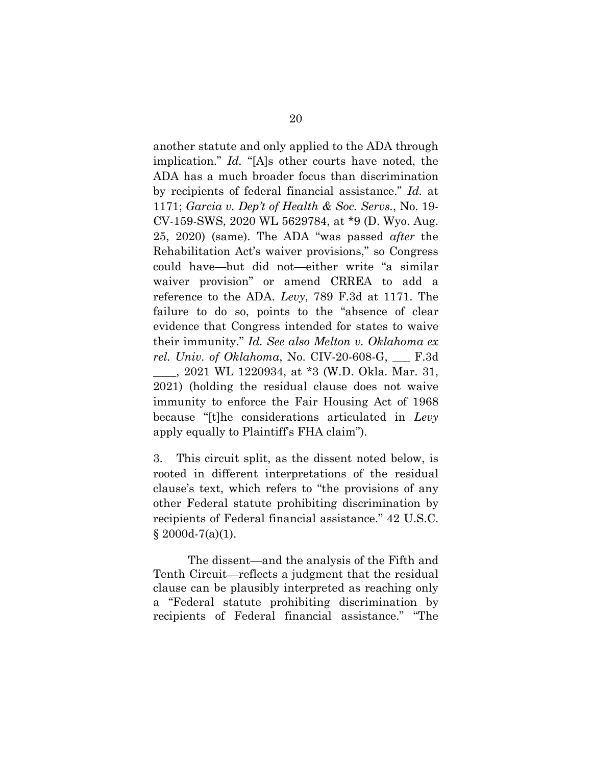another statute and only applied to the ADA through implication." *Id.* "[A]s other courts have noted, the ADA has a much broader focus than discrimination by recipients of federal financial assistance." *Id.* at 1171; *Garcia v. Dep't of Health & Soc. Servs.*, No. 19-CV-159-SWS, 2020 WL 5629784, at *9 (D. Wyo. Aug. 25, 2020) (same). The ADA "was passed *after* the Rehabilitation Act's waiver provisions," so Congress could have—but did not—either write "a similar waiver provision" or amend CRREA to add a reference to the ADA. *Levy*, 789 F.3d at 1171. The failure to do so, points to the "absence of clear evidence that Congress intended for states to waive their immunity." *Id. See also Melton v. Oklahoma ex rel. Univ. of Oklahoma*, No. CIV-20-608-G, ___ F.3d ____, 2021 WL 1220934, at *3 (W.D. Okla. Mar. 31, 2021) (holding the residual clause does not waive immunity to enforce the Fair Housing Act of 1968 because "[t]he considerations articulated in *Levy* apply equally to Plaintiff's FHA claim").

3. This circuit split, as the dissent noted below, is rooted in different interpretations of the residual clause's text, which refers to "the provisions of any other Federal statute prohibiting discrimination by recipients of Federal financial assistance." 42 U.S.C. § 2000d-7(a)(1).

The dissent—and the analysis of the Fifth and Tenth Circuit—reflects a judgment that the residual clause can be plausibly interpreted as reaching only a "Federal statute prohibiting discrimination by recipients of Federal financial assistance." "The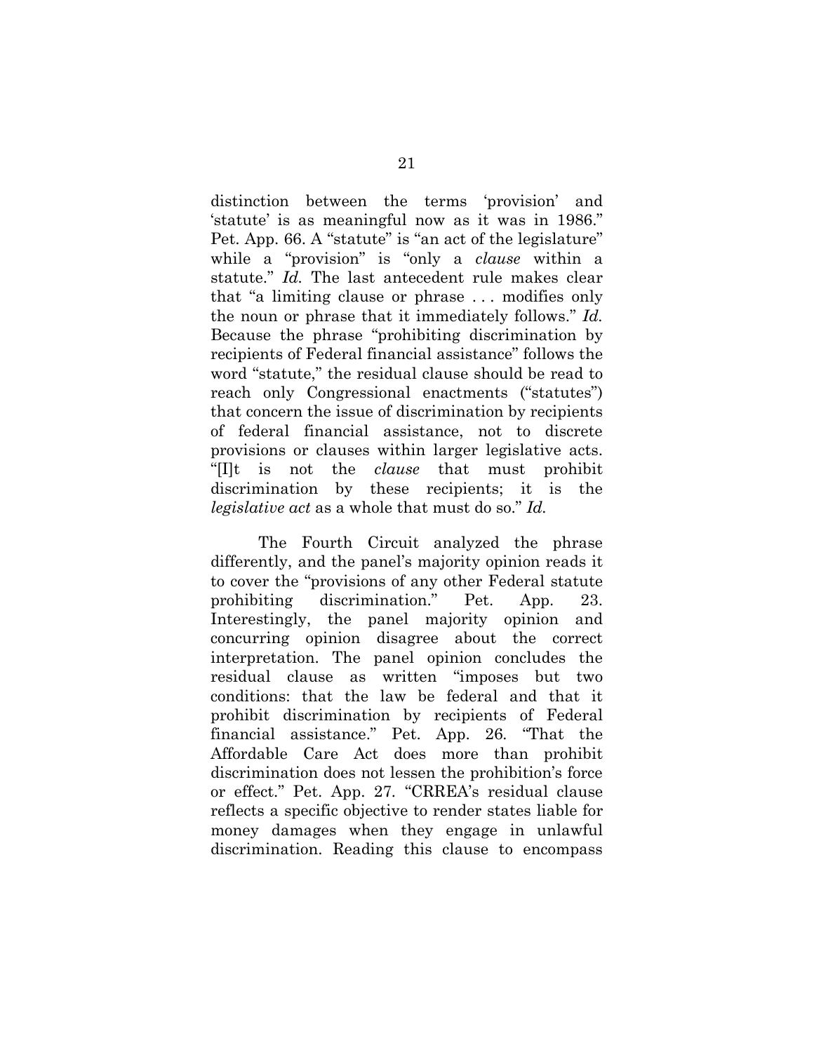distinction between the terms 'provision' and 'statute' is as meaningful now as it was in 1986." Pet. App. 66. A "statute" is "an act of the legislature" while a "provision" is "only a *clause* within a statute." *Id.* The last antecedent rule makes clear that "a limiting clause or phrase . . . modifies only the noun or phrase that it immediately follows." *Id.* Because the phrase "prohibiting discrimination by recipients of Federal financial assistance" follows the word "statute," the residual clause should be read to reach only Congressional enactments ("statutes") that concern the issue of discrimination by recipients of federal financial assistance, not to discrete provisions or clauses within larger legislative acts. "[I]t is not the *clause* that must prohibit discrimination by these recipients; it is the *legislative act* as a whole that must do so." *Id.*

The Fourth Circuit analyzed the phrase differently, and the panel's majority opinion reads it to cover the "provisions of any other Federal statute prohibiting discrimination." Pet. App. 23. Interestingly, the panel majority opinion and concurring opinion disagree about the correct interpretation. The panel opinion concludes the residual clause as written "imposes but two conditions: that the law be federal and that it prohibit discrimination by recipients of Federal financial assistance." Pet. App. 26. "That the Affordable Care Act does more than prohibit discrimination does not lessen the prohibition's force or effect." Pet. App. 27. "CRREA's residual clause reflects a specific objective to render states liable for money damages when they engage in unlawful discrimination. Reading this clause to encompass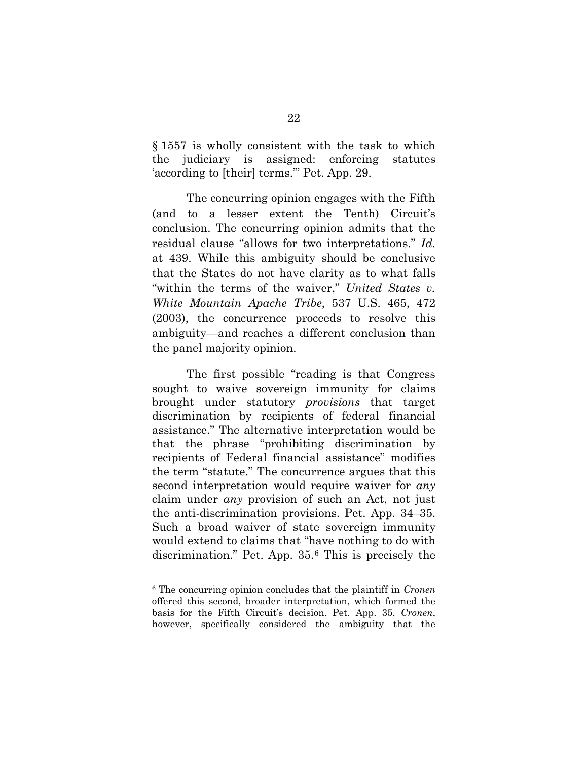§ 1557 is wholly consistent with the task to which the judiciary is assigned: enforcing statutes 'according to [their] terms.'" Pet. App. 29.

The concurring opinion engages with the Fifth (and to a lesser extent the Tenth) Circuit's conclusion. The concurring opinion admits that the residual clause "allows for two interpretations." *Id.* at 439. While this ambiguity should be conclusive that the States do not have clarity as to what falls "within the terms of the waiver," *United States v. White Mountain Apache Tribe*, 537 U.S. 465, 472 (2003), the concurrence proceeds to resolve this ambiguity—and reaches a different conclusion than the panel majority opinion.

The first possible "reading is that Congress sought to waive sovereign immunity for claims brought under statutory *provisions* that target discrimination by recipients of federal financial assistance." The alternative interpretation would be that the phrase "prohibiting discrimination by recipients of Federal financial assistance" modifies the term "statute." The concurrence argues that this second interpretation would require waiver for *any* claim under *any* provision of such an Act, not just the anti-discrimination provisions. Pet. App. 34–35. Such a broad waiver of state sovereign immunity would extend to claims that "have nothing to do with discrimination." Pet. App. 35.[6] This is precisely the

[6] The concurring opinion concludes that the plaintiff in *Cronen* offered this second, broader interpretation, which formed the basis for the Fifth Circuit's decision. Pet. App. 35. *Cronen*, however, specifically considered the ambiguity that the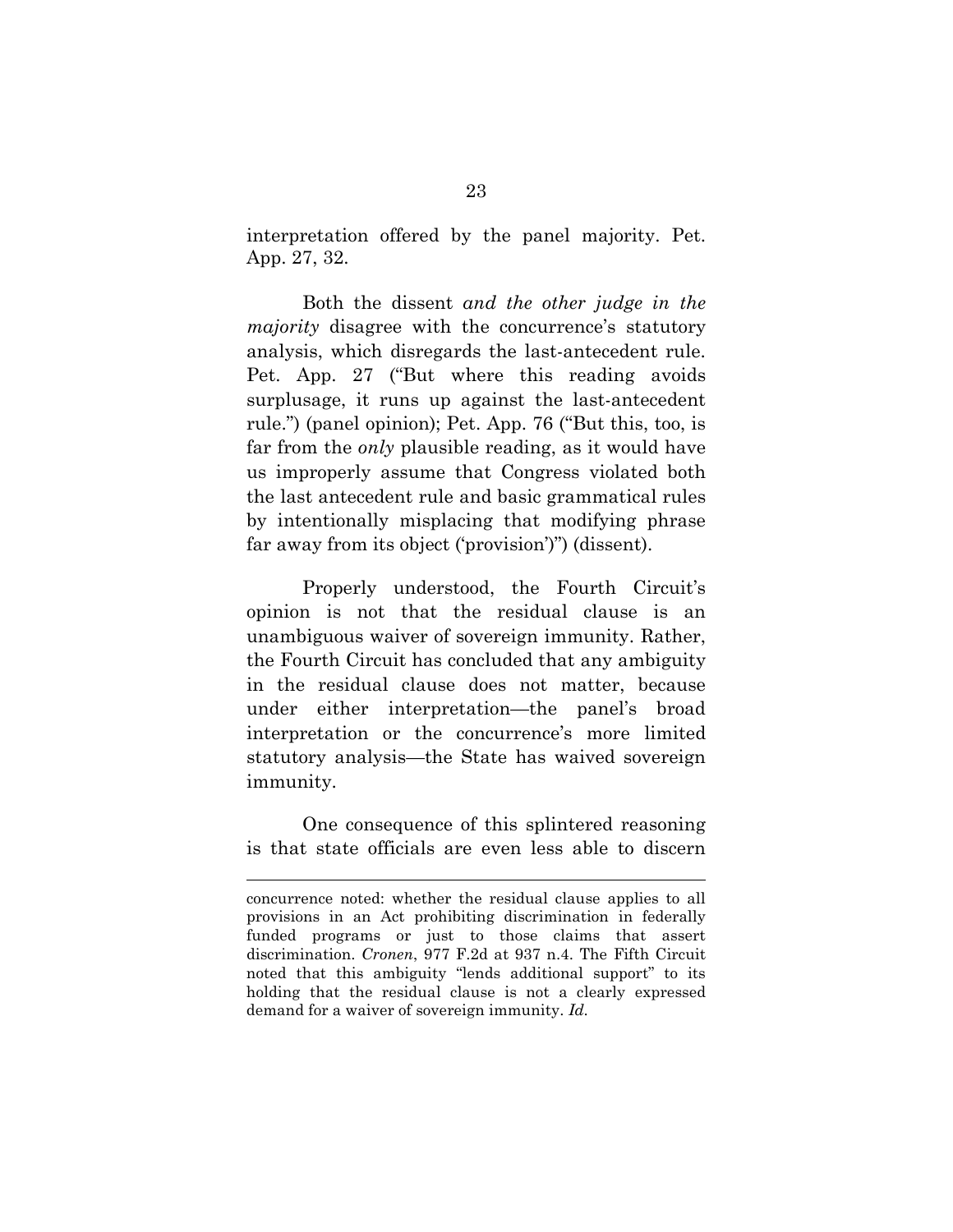interpretation offered by the panel majority. Pet. App. 27, 32.

Both the dissent *and the other judge in the majority* disagree with the concurrence's statutory analysis, which disregards the last-antecedent rule. Pet. App. 27 ("But where this reading avoids surplusage, it runs up against the last-antecedent rule.") (panel opinion); Pet. App. 76 ("But this, too, is far from the *only* plausible reading, as it would have us improperly assume that Congress violated both the last antecedent rule and basic grammatical rules by intentionally misplacing that modifying phrase far away from its object ('provision')") (dissent).

Properly understood, the Fourth Circuit's opinion is not that the residual clause is an unambiguous waiver of sovereign immunity. Rather, the Fourth Circuit has concluded that any ambiguity in the residual clause does not matter, because under either interpretation—the panel's broad interpretation or the concurrence's more limited statutory analysis—the State has waived sovereign immunity.

One consequence of this splintered reasoning is that state officials are even less able to discern

---

concurrence noted: whether the residual clause applies to all provisions in an Act prohibiting discrimination in federally funded programs or just to those claims that assert discrimination. *Cronen*, 977 F.2d at 937 n.4. The Fifth Circuit noted that this ambiguity "lends additional support" to its holding that the residual clause is not a clearly expressed demand for a waiver of sovereign immunity. *Id.*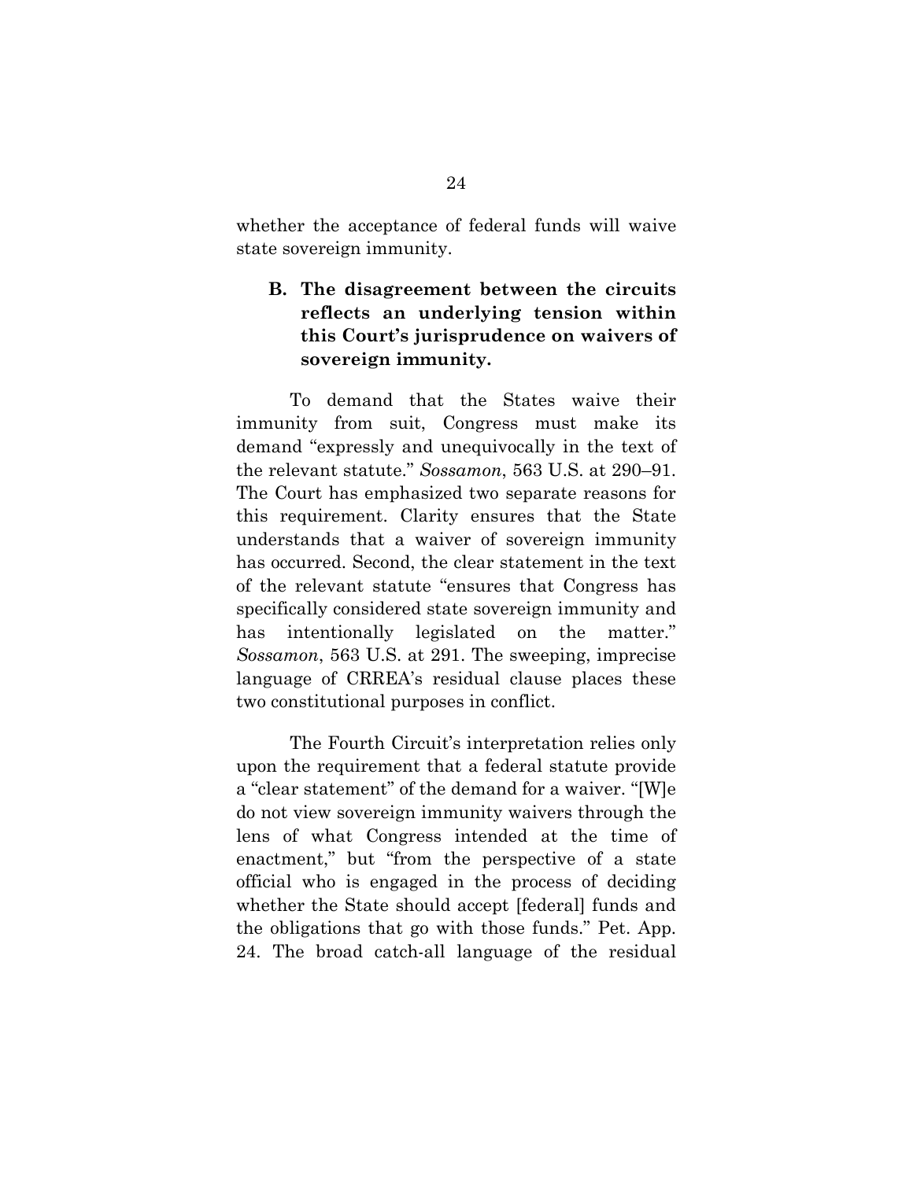whether the acceptance of federal funds will waive state sovereign immunity.

### B. The disagreement between the circuits reflects an underlying tension within this Court's jurisprudence on waivers of sovereign immunity.

To demand that the States waive their immunity from suit, Congress must make its demand "expressly and unequivocally in the text of the relevant statute." *Sossamon*, 563 U.S. at 290–91. The Court has emphasized two separate reasons for this requirement. Clarity ensures that the State understands that a waiver of sovereign immunity has occurred. Second, the clear statement in the text of the relevant statute "ensures that Congress has specifically considered state sovereign immunity and has intentionally legislated on the matter." *Sossamon*, 563 U.S. at 291. The sweeping, imprecise language of CRREA's residual clause places these two constitutional purposes in conflict.

The Fourth Circuit's interpretation relies only upon the requirement that a federal statute provide a "clear statement" of the demand for a waiver. "[W]e do not view sovereign immunity waivers through the lens of what Congress intended at the time of enactment," but "from the perspective of a state official who is engaged in the process of deciding whether the State should accept [federal] funds and the obligations that go with those funds." Pet. App. 24. The broad catch-all language of the residual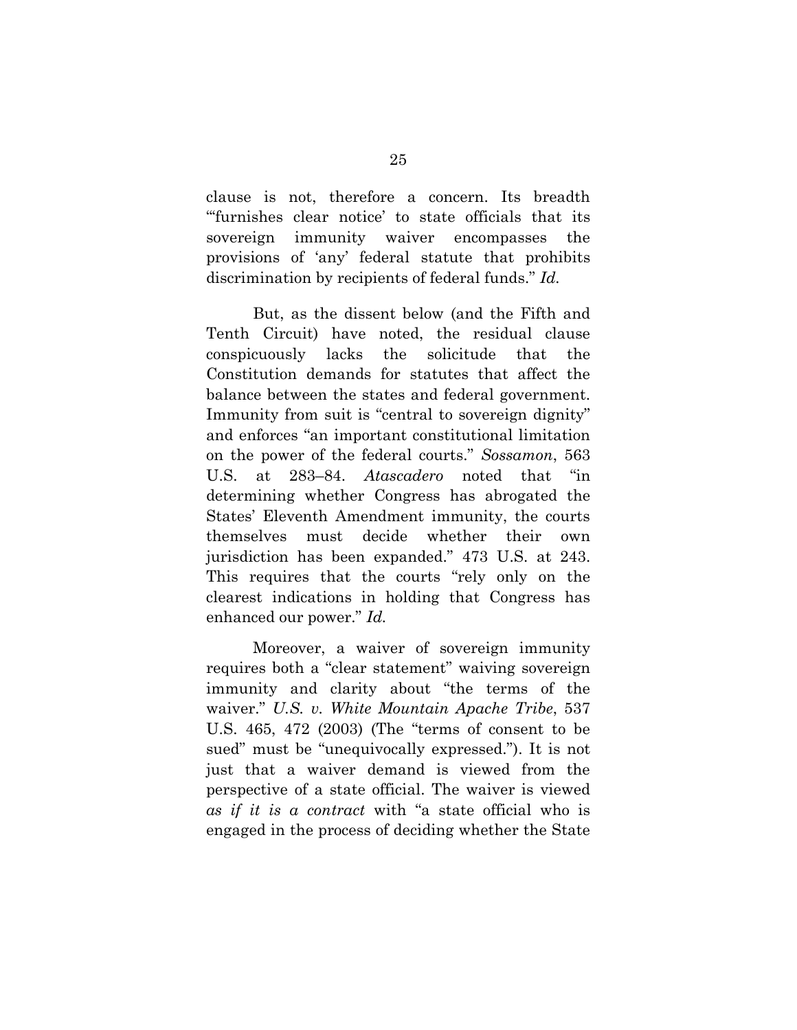clause is not, therefore a concern. Its breadth "'furnishes clear notice' to state officials that its sovereign immunity waiver encompasses the provisions of 'any' federal statute that prohibits discrimination by recipients of federal funds." *Id.*

But, as the dissent below (and the Fifth and Tenth Circuit) have noted, the residual clause conspicuously lacks the solicitude that the Constitution demands for statutes that affect the balance between the states and federal government. Immunity from suit is "central to sovereign dignity" and enforces "an important constitutional limitation on the power of the federal courts." *Sossamon*, 563 U.S. at 283–84. *Atascadero* noted that "in determining whether Congress has abrogated the States' Eleventh Amendment immunity, the courts themselves must decide whether their own jurisdiction has been expanded." 473 U.S. at 243. This requires that the courts "rely only on the clearest indications in holding that Congress has enhanced our power." *Id.*

Moreover, a waiver of sovereign immunity requires both a "clear statement" waiving sovereign immunity and clarity about "the terms of the waiver." *U.S. v. White Mountain Apache Tribe*, 537 U.S. 465, 472 (2003) (The "terms of consent to be sued" must be "unequivocally expressed."). It is not just that a waiver demand is viewed from the perspective of a state official. The waiver is viewed *as if it is a contract* with "a state official who is engaged in the process of deciding whether the State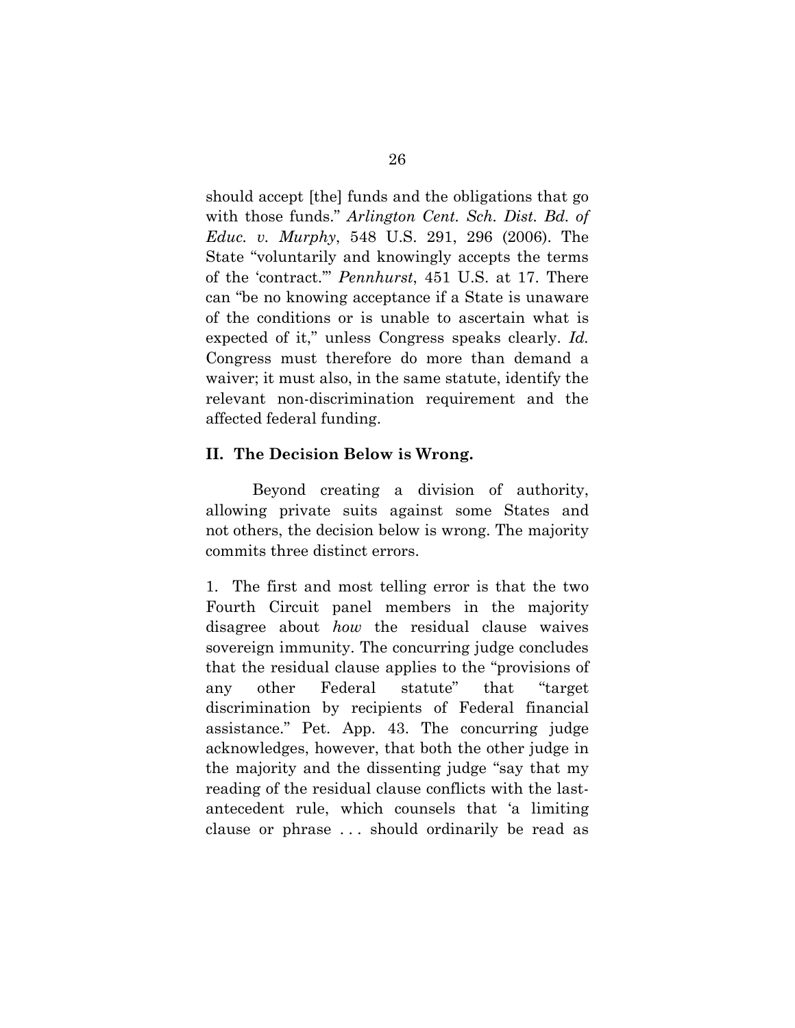should accept [the] funds and the obligations that go with those funds." *Arlington Cent. Sch. Dist. Bd. of Educ. v. Murphy*, 548 U.S. 291, 296 (2006). The State "voluntarily and knowingly accepts the terms of the 'contract.'" *Pennhurst*, 451 U.S. at 17. There can "be no knowing acceptance if a State is unaware of the conditions or is unable to ascertain what is expected of it," unless Congress speaks clearly. *Id.* Congress must therefore do more than demand a waiver; it must also, in the same statute, identify the relevant non-discrimination requirement and the affected federal funding.

## II. The Decision Below is Wrong.

Beyond creating a division of authority, allowing private suits against some States and not others, the decision below is wrong. The majority commits three distinct errors.

1. The first and most telling error is that the two Fourth Circuit panel members in the majority disagree about *how* the residual clause waives sovereign immunity. The concurring judge concludes that the residual clause applies to the "provisions of any other Federal statute" that "target discrimination by recipients of Federal financial assistance." Pet. App. 43. The concurring judge acknowledges, however, that both the other judge in the majority and the dissenting judge "say that my reading of the residual clause conflicts with the last-antecedent rule, which counsels that 'a limiting clause or phrase . . . should ordinarily be read as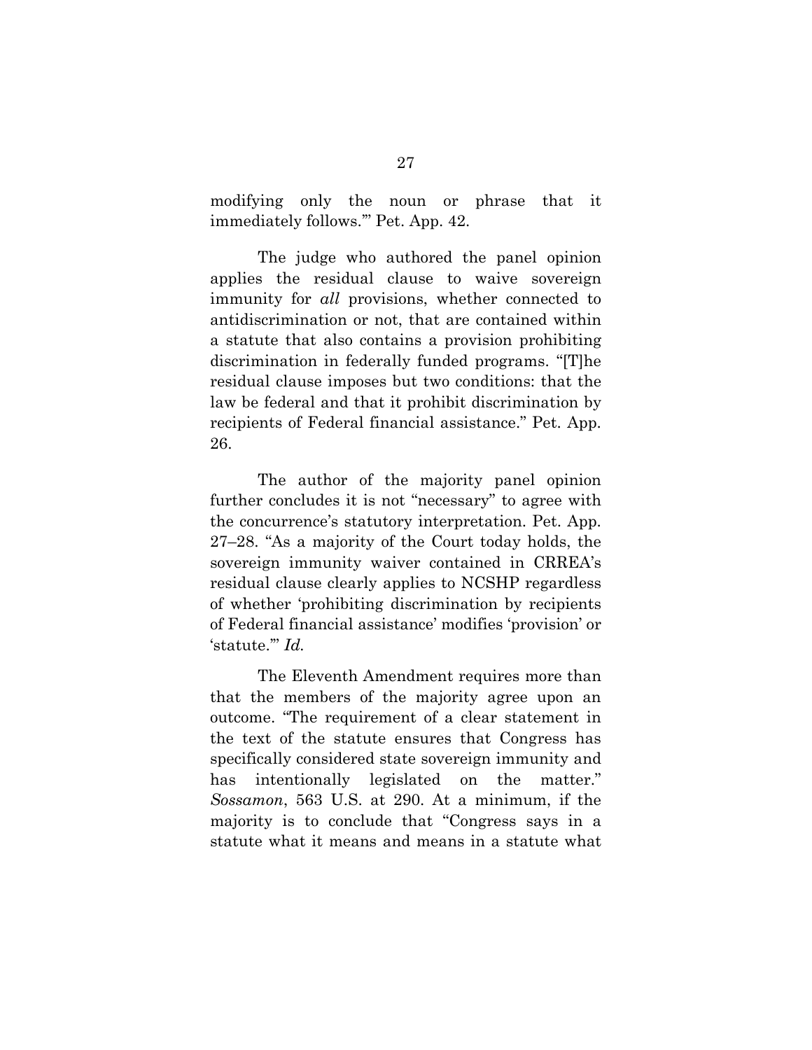modifying only the noun or phrase that it immediately follows.'" Pet. App. 42.

The judge who authored the panel opinion applies the residual clause to waive sovereign immunity for *all* provisions, whether connected to antidiscrimination or not, that are contained within a statute that also contains a provision prohibiting discrimination in federally funded programs. "[T]he residual clause imposes but two conditions: that the law be federal and that it prohibit discrimination by recipients of Federal financial assistance." Pet. App. 26.

The author of the majority panel opinion further concludes it is not "necessary" to agree with the concurrence's statutory interpretation. Pet. App. 27–28. "As a majority of the Court today holds, the sovereign immunity waiver contained in CRREA's residual clause clearly applies to NCSHP regardless of whether 'prohibiting discrimination by recipients of Federal financial assistance' modifies 'provision' or 'statute.'" *Id.*

The Eleventh Amendment requires more than that the members of the majority agree upon an outcome. "The requirement of a clear statement in the text of the statute ensures that Congress has specifically considered state sovereign immunity and has intentionally legislated on the matter." *Sossamon*, 563 U.S. at 290. At a minimum, if the majority is to conclude that "Congress says in a statute what it means and means in a statute what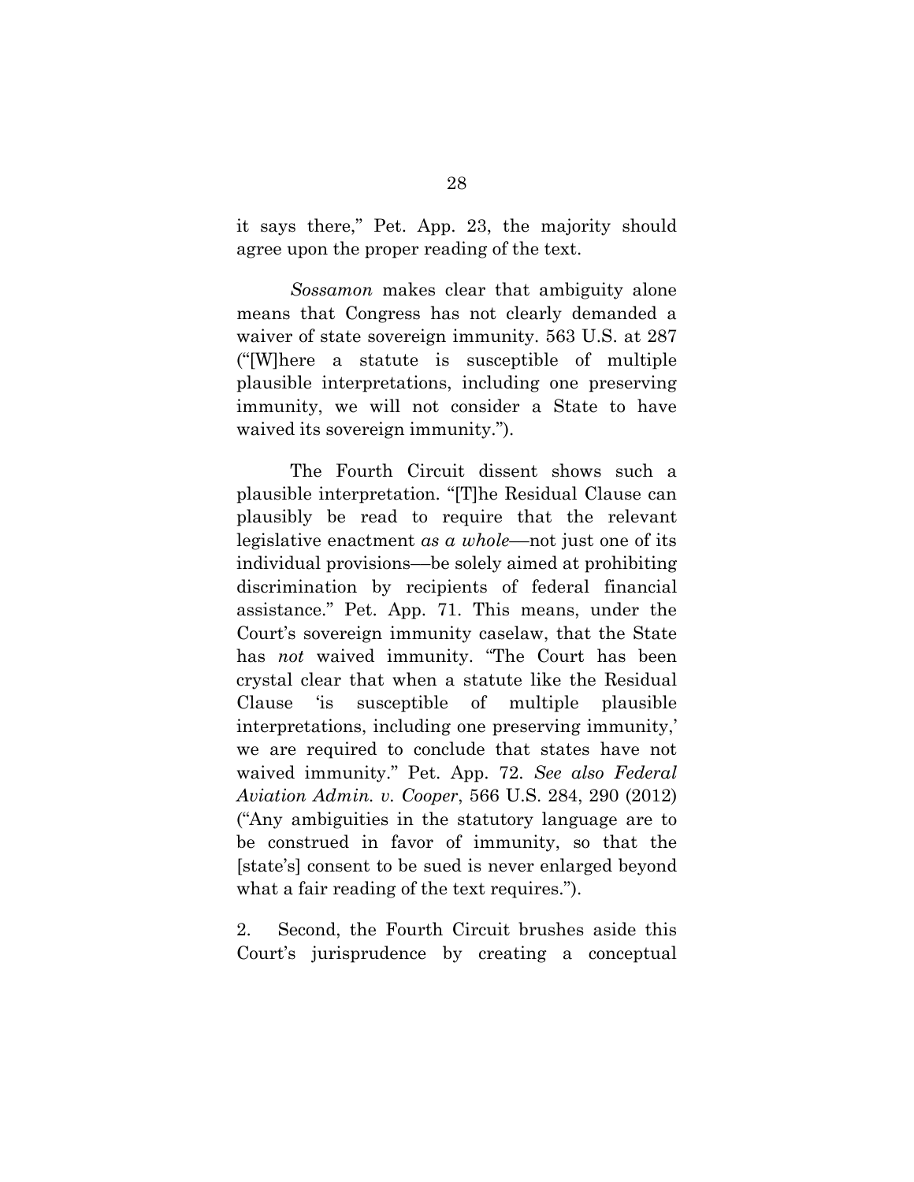it says there," Pet. App. 23, the majority should agree upon the proper reading of the text.

*Sossamon* makes clear that ambiguity alone means that Congress has not clearly demanded a waiver of state sovereign immunity. 563 U.S. at 287 ("[W]here a statute is susceptible of multiple plausible interpretations, including one preserving immunity, we will not consider a State to have waived its sovereign immunity.").

The Fourth Circuit dissent shows such a plausible interpretation. "[T]he Residual Clause can plausibly be read to require that the relevant legislative enactment *as a whole*—not just one of its individual provisions—be solely aimed at prohibiting discrimination by recipients of federal financial assistance." Pet. App. 71. This means, under the Court's sovereign immunity caselaw, that the State has *not* waived immunity. "The Court has been crystal clear that when a statute like the Residual Clause 'is susceptible of multiple plausible interpretations, including one preserving immunity,' we are required to conclude that states have not waived immunity." Pet. App. 72. *See also Federal Aviation Admin. v. Cooper*, 566 U.S. 284, 290 (2012) ("Any ambiguities in the statutory language are to be construed in favor of immunity, so that the [state's] consent to be sued is never enlarged beyond what a fair reading of the text requires.").

2. Second, the Fourth Circuit brushes aside this Court's jurisprudence by creating a conceptual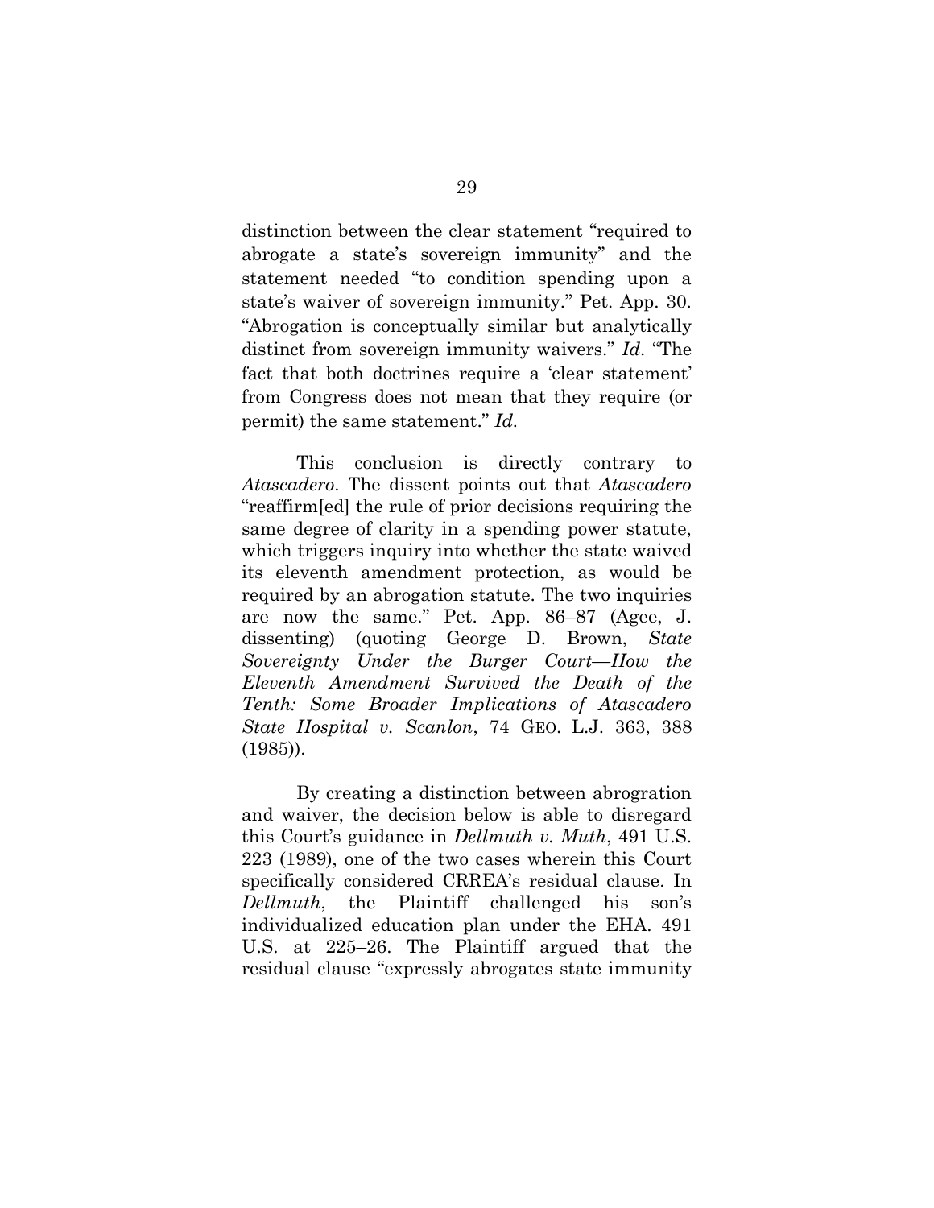distinction between the clear statement "required to abrogate a state's sovereign immunity" and the statement needed "to condition spending upon a state's waiver of sovereign immunity." Pet. App. 30. "Abrogation is conceptually similar but analytically distinct from sovereign immunity waivers." *Id*. "The fact that both doctrines require a 'clear statement' from Congress does not mean that they require (or permit) the same statement." *Id.*

This conclusion is directly contrary to *Atascadero*. The dissent points out that *Atascadero* "reaffirm[ed] the rule of prior decisions requiring the same degree of clarity in a spending power statute, which triggers inquiry into whether the state waived its eleventh amendment protection, as would be required by an abrogation statute. The two inquiries are now the same." Pet. App. 86–87 (Agee, J. dissenting) (quoting George D. Brown, *State Sovereignty Under the Burger Court—How the Eleventh Amendment Survived the Death of the Tenth: Some Broader Implications of Atascadero State Hospital v. Scanlon*, 74 GEO. L.J. 363, 388 (1985)).

By creating a distinction between abrogration and waiver, the decision below is able to disregard this Court's guidance in *Dellmuth v. Muth*, 491 U.S. 223 (1989), one of the two cases wherein this Court specifically considered CRREA's residual clause. In *Dellmuth*, the Plaintiff challenged his son's individualized education plan under the EHA. 491 U.S. at 225–26. The Plaintiff argued that the residual clause "expressly abrogates state immunity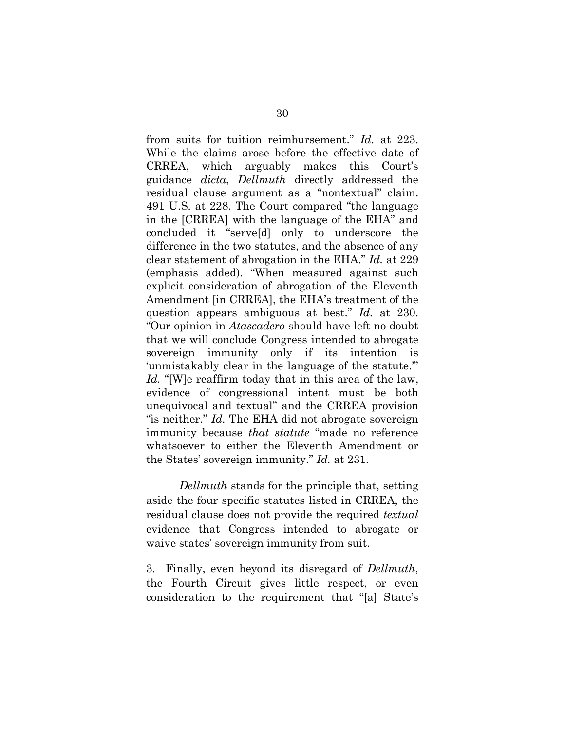from suits for tuition reimbursement." *Id.* at 223. While the claims arose before the effective date of CRREA, which arguably makes this Court's guidance *dicta*, *Dellmuth* directly addressed the residual clause argument as a "nontextual" claim. 491 U.S. at 228. The Court compared "the language in the [CRREA] with the language of the EHA" and concluded it "serve[d] only to underscore the difference in the two statutes, and the absence of any clear statement of abrogation in the EHA." *Id.* at 229 (emphasis added). "When measured against such explicit consideration of abrogation of the Eleventh Amendment [in CRREA], the EHA's treatment of the question appears ambiguous at best." *Id.* at 230. "Our opinion in *Atascadero* should have left no doubt that we will conclude Congress intended to abrogate sovereign immunity only if its intention is 'unmistakably clear in the language of the statute.'" *Id.* "[W]e reaffirm today that in this area of the law, evidence of congressional intent must be both unequivocal and textual" and the CRREA provision "is neither." *Id.* The EHA did not abrogate sovereign immunity because *that statute* "made no reference whatsoever to either the Eleventh Amendment or the States' sovereign immunity." *Id.* at 231.

*Dellmuth* stands for the principle that, setting aside the four specific statutes listed in CRREA, the residual clause does not provide the required *textual* evidence that Congress intended to abrogate or waive states' sovereign immunity from suit.

3. Finally, even beyond its disregard of *Dellmuth*, the Fourth Circuit gives little respect, or even consideration to the requirement that "[a] State's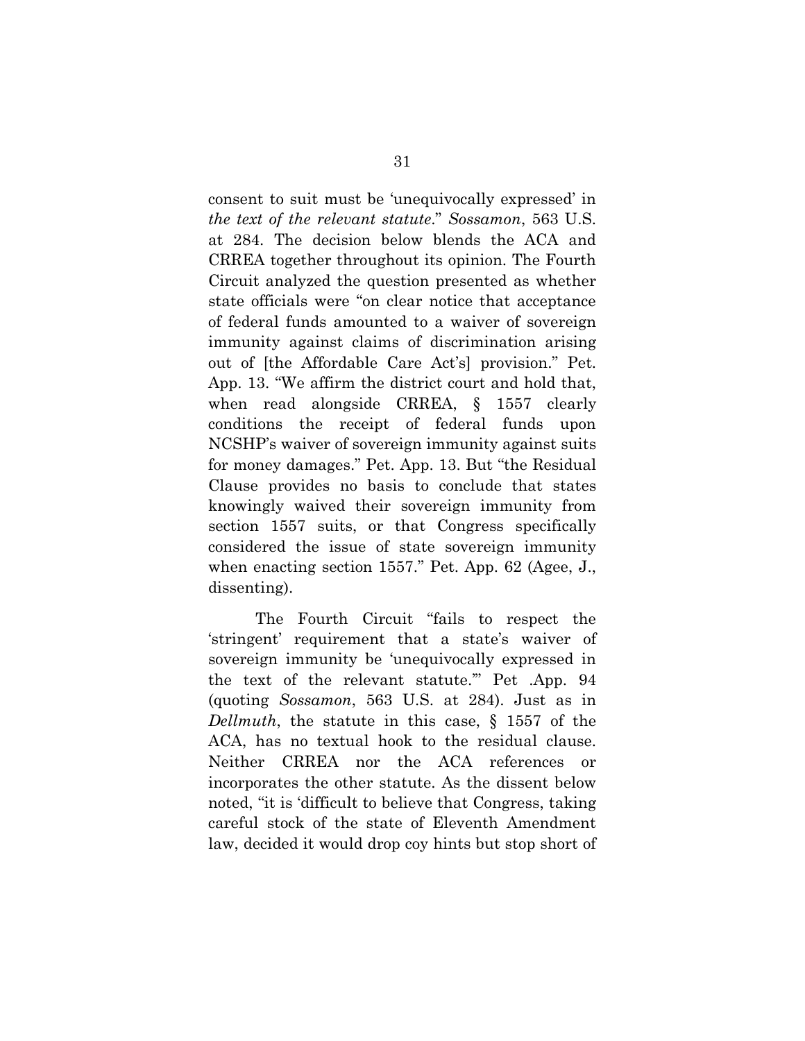consent to suit must be 'unequivocally expressed' in *the text of the relevant statute*." *Sossamon*, 563 U.S. at 284. The decision below blends the ACA and CRREA together throughout its opinion. The Fourth Circuit analyzed the question presented as whether state officials were "on clear notice that acceptance of federal funds amounted to a waiver of sovereign immunity against claims of discrimination arising out of [the Affordable Care Act's] provision." Pet. App. 13. "We affirm the district court and hold that, when read alongside CRREA, § 1557 clearly conditions the receipt of federal funds upon NCSHP's waiver of sovereign immunity against suits for money damages." Pet. App. 13. But "the Residual Clause provides no basis to conclude that states knowingly waived their sovereign immunity from section 1557 suits, or that Congress specifically considered the issue of state sovereign immunity when enacting section 1557." Pet. App. 62 (Agee, J., dissenting).

The Fourth Circuit "fails to respect the 'stringent' requirement that a state's waiver of sovereign immunity be 'unequivocally expressed in the text of the relevant statute.'" Pet .App. 94 (quoting *Sossamon*, 563 U.S. at 284). Just as in *Dellmuth*, the statute in this case, § 1557 of the ACA, has no textual hook to the residual clause. Neither CRREA nor the ACA references or incorporates the other statute. As the dissent below noted, "it is 'difficult to believe that Congress, taking careful stock of the state of Eleventh Amendment law, decided it would drop coy hints but stop short of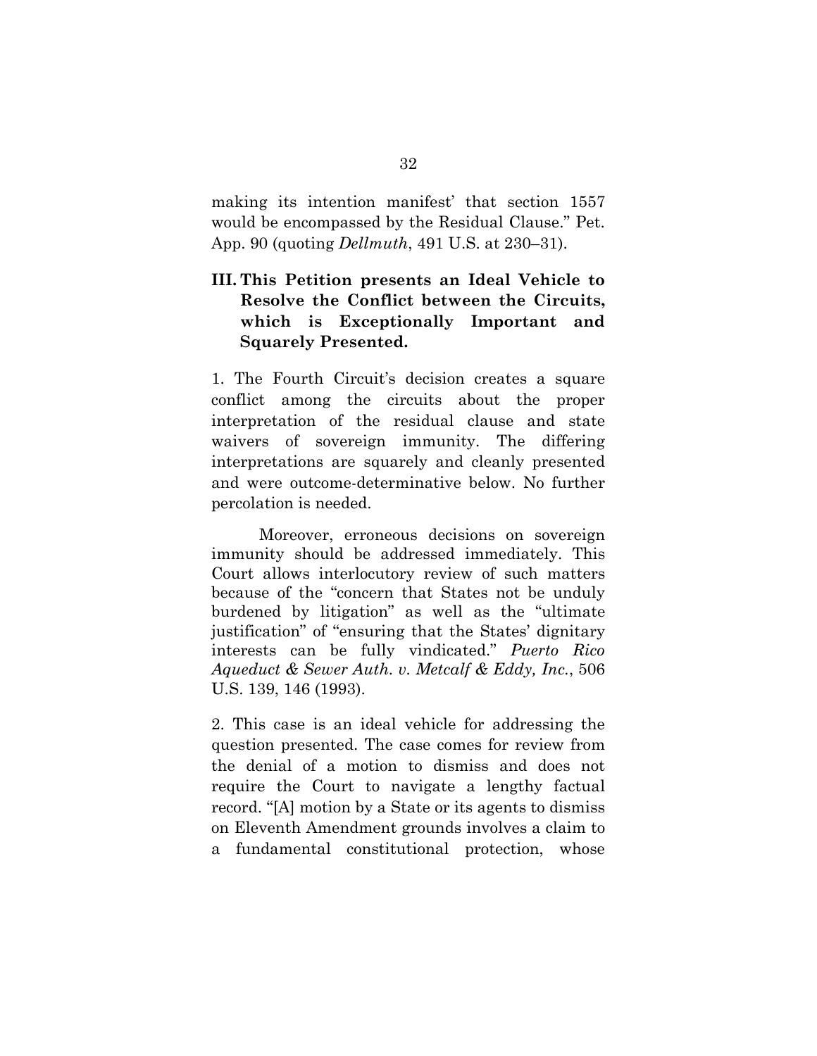making its intention manifest' that section 1557 would be encompassed by the Residual Clause." Pet. App. 90 (quoting *Dellmuth*, 491 U.S. at 230–31).

### III. This Petition presents an Ideal Vehicle to Resolve the Conflict between the Circuits, which is Exceptionally Important and Squarely Presented.

1. The Fourth Circuit's decision creates a square conflict among the circuits about the proper interpretation of the residual clause and state waivers of sovereign immunity. The differing interpretations are squarely and cleanly presented and were outcome-determinative below. No further percolation is needed.

Moreover, erroneous decisions on sovereign immunity should be addressed immediately. This Court allows interlocutory review of such matters because of the "concern that States not be unduly burdened by litigation" as well as the "ultimate justification" of "ensuring that the States' dignitary interests can be fully vindicated." *Puerto Rico Aqueduct & Sewer Auth. v. Metcalf & Eddy, Inc.*, 506 U.S. 139, 146 (1993).

2. This case is an ideal vehicle for addressing the question presented. The case comes for review from the denial of a motion to dismiss and does not require the Court to navigate a lengthy factual record. "[A] motion by a State or its agents to dismiss on Eleventh Amendment grounds involves a claim to a fundamental constitutional protection, whose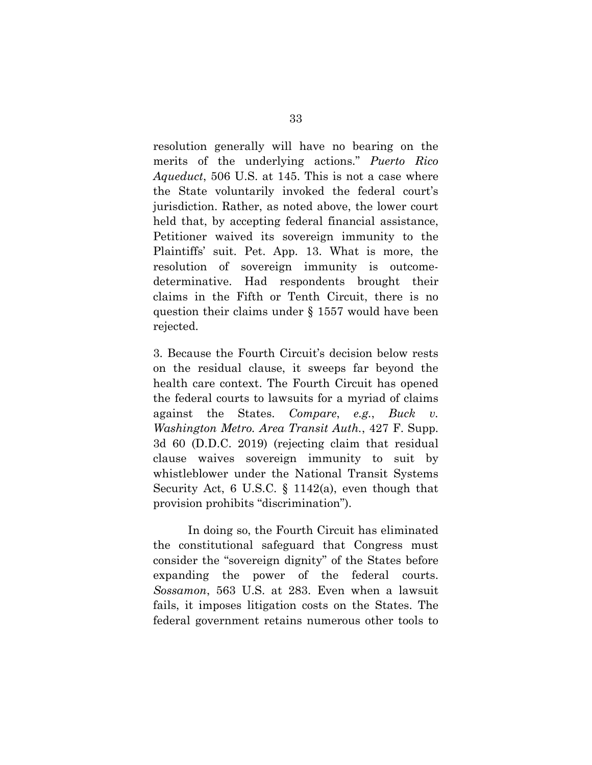resolution generally will have no bearing on the merits of the underlying actions." *Puerto Rico Aqueduct*, 506 U.S. at 145. This is not a case where the State voluntarily invoked the federal court's jurisdiction. Rather, as noted above, the lower court held that, by accepting federal financial assistance, Petitioner waived its sovereign immunity to the Plaintiffs' suit. Pet. App. 13. What is more, the resolution of sovereign immunity is outcome-determinative. Had respondents brought their claims in the Fifth or Tenth Circuit, there is no question their claims under § 1557 would have been rejected.

3. Because the Fourth Circuit's decision below rests on the residual clause, it sweeps far beyond the health care context. The Fourth Circuit has opened the federal courts to lawsuits for a myriad of claims against the States. *Compare*, *e.g.*, *Buck v. Washington Metro. Area Transit Auth.*, 427 F. Supp. 3d 60 (D.D.C. 2019) (rejecting claim that residual clause waives sovereign immunity to suit by whistleblower under the National Transit Systems Security Act, 6 U.S.C. § 1142(a), even though that provision prohibits "discrimination").

In doing so, the Fourth Circuit has eliminated the constitutional safeguard that Congress must consider the "sovereign dignity" of the States before expanding the power of the federal courts. *Sossamon*, 563 U.S. at 283. Even when a lawsuit fails, it imposes litigation costs on the States. The federal government retains numerous other tools to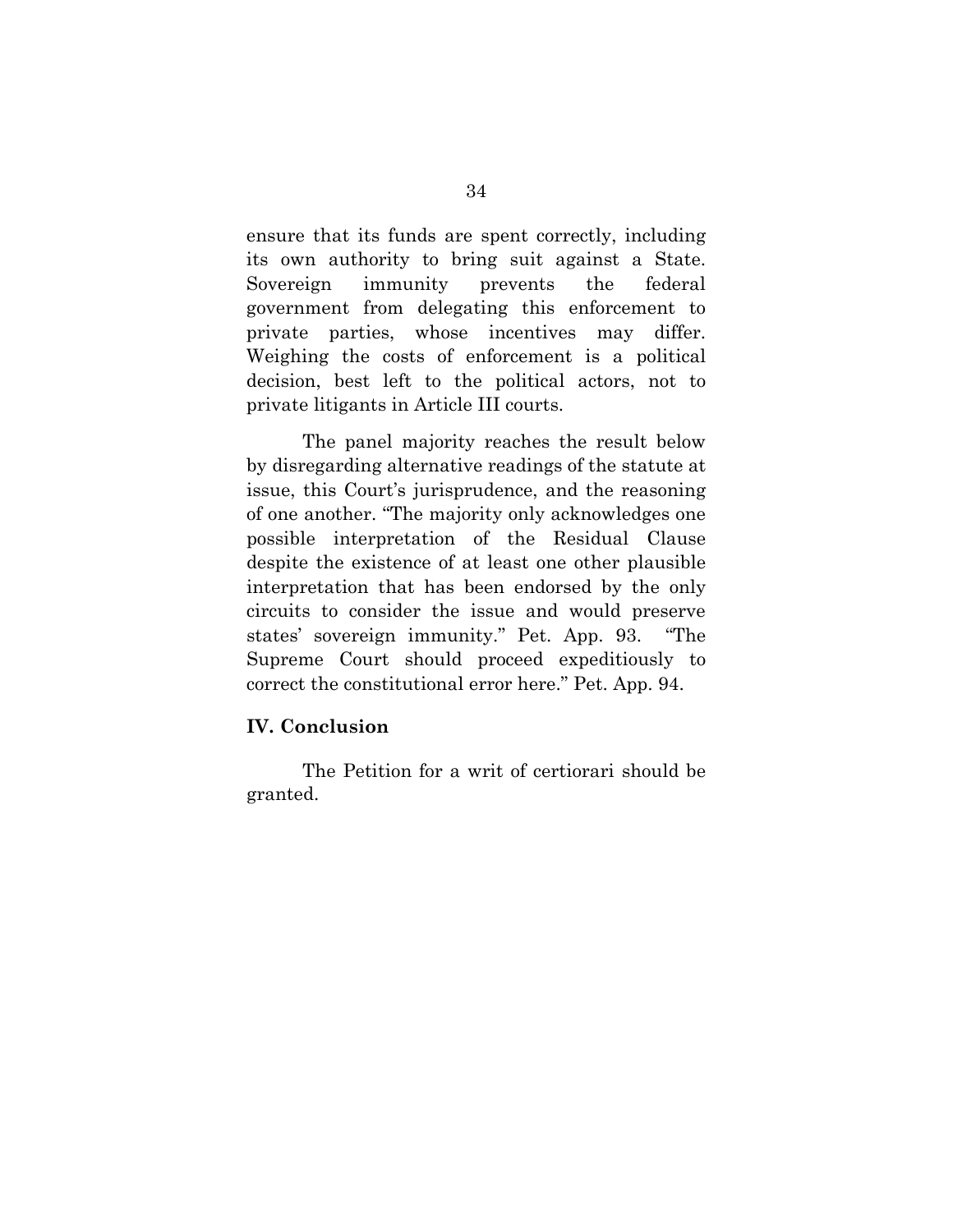ensure that its funds are spent correctly, including its own authority to bring suit against a State. Sovereign immunity prevents the federal government from delegating this enforcement to private parties, whose incentives may differ. Weighing the costs of enforcement is a political decision, best left to the political actors, not to private litigants in Article III courts.

The panel majority reaches the result below by disregarding alternative readings of the statute at issue, this Court's jurisprudence, and the reasoning of one another. "The majority only acknowledges one possible interpretation of the Residual Clause despite the existence of at least one other plausible interpretation that has been endorsed by the only circuits to consider the issue and would preserve states' sovereign immunity." Pet. App. 93. "The Supreme Court should proceed expeditiously to correct the constitutional error here." Pet. App. 94.

## IV. Conclusion

The Petition for a writ of certiorari should be granted.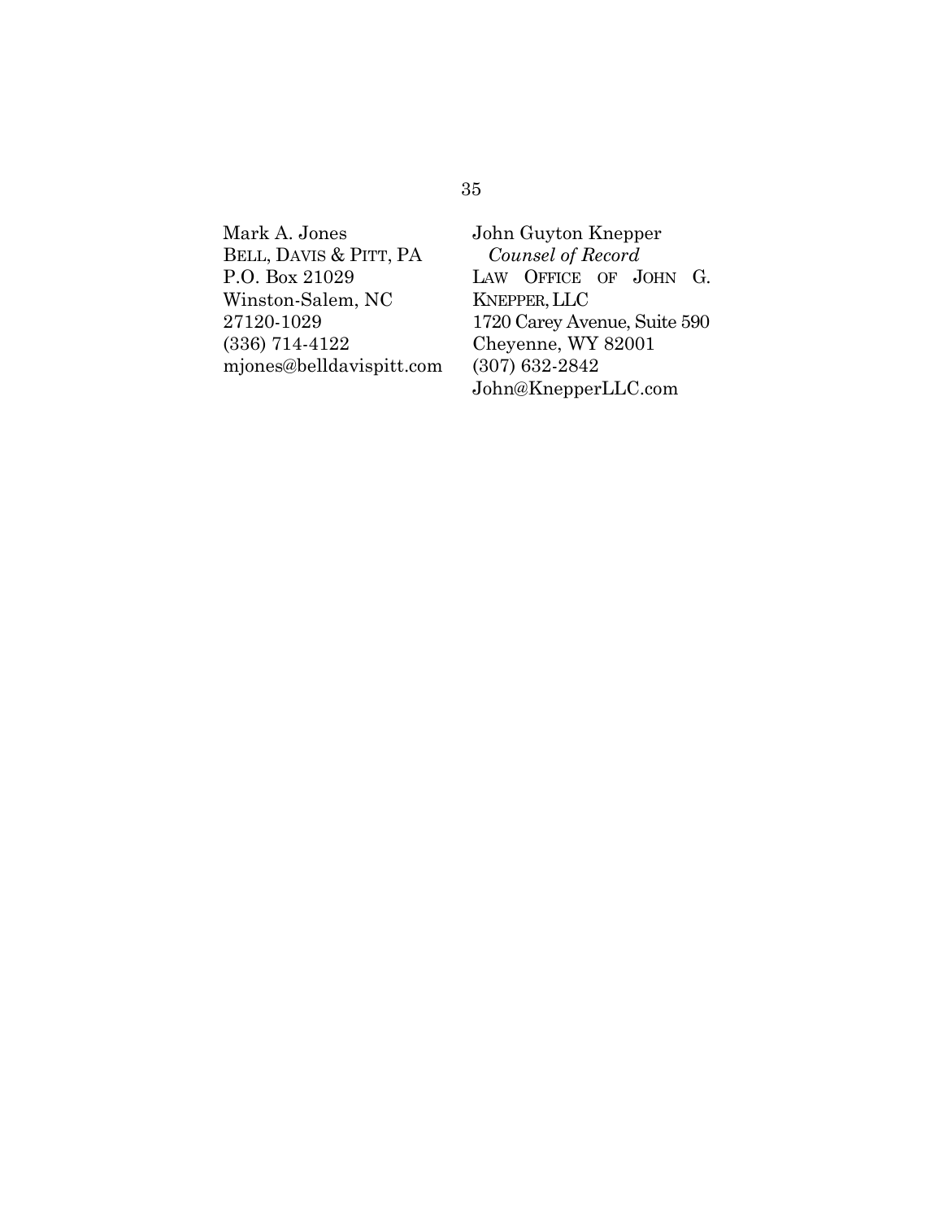Mark A. Jones
BELL, DAVIS & PITT, PA
P.O. Box 21029
Winston-Salem, NC
27120-1029
(336) 714-4122
mjones@belldavispitt.com

John Guyton Knepper
*Counsel of Record*
LAW OFFICE OF JOHN G. KNEPPER, LLC
1720 Carey Avenue, Suite 590
Cheyenne, WY 82001
(307) 632-2842
John@KnepperLLC.com